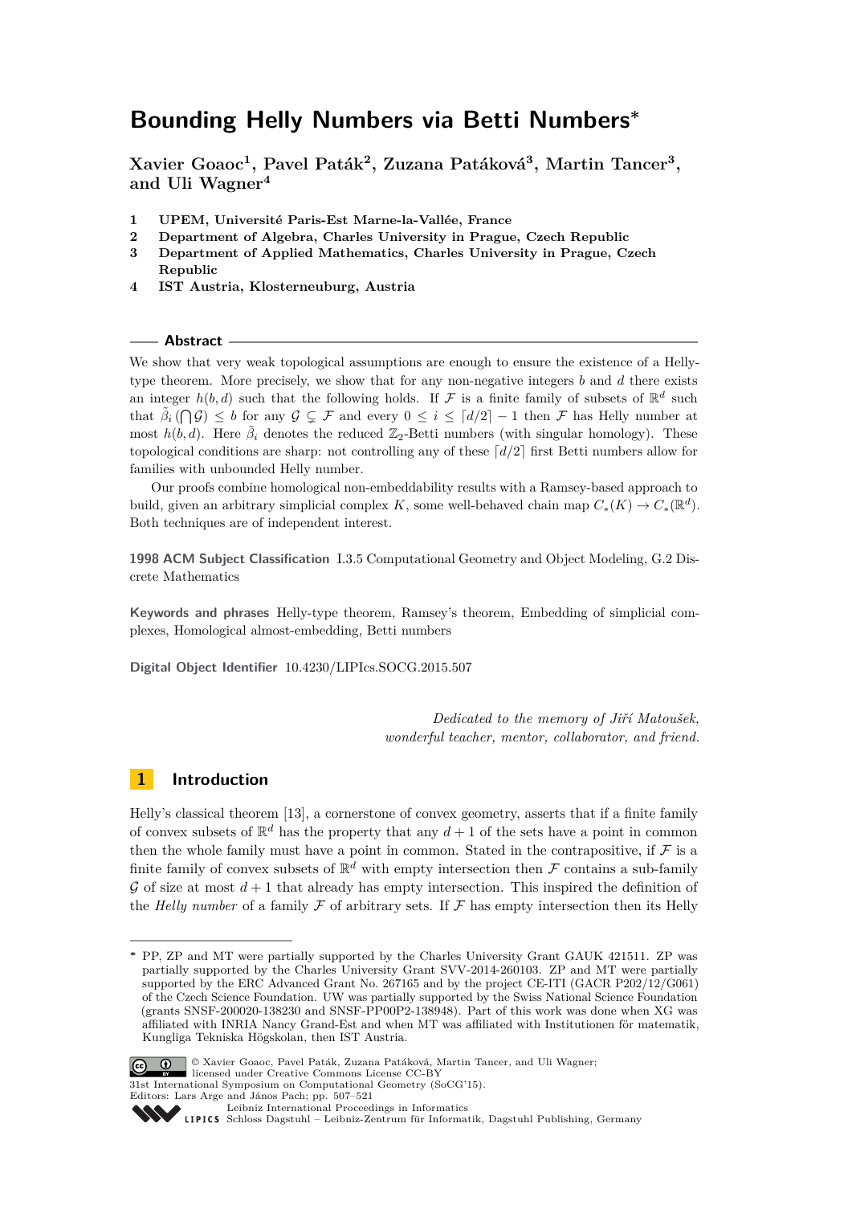# Bounding Helly Numbers via Betti Numbers*

**Xavier Goaoc[1], Pavel Paták[2], Zuzana Patáková[3], Martin Tancer[3], and Uli Wagner[4]**

1. **UPEM, Université Paris-Est Marne-la-Vallée, France**
2. **Department of Algebra, Charles University in Prague, Czech Republic**
3. **Department of Applied Mathematics, Charles University in Prague, Czech Republic**
4. **IST Austria, Klosterneuburg, Austria**

## Abstract

We show that very weak topological assumptions are enough to ensure the existence of a Helly-type theorem. More precisely, we show that for any non-negative integers $b$ and $d$ there exists an integer $h(b, d)$ such that the following holds. If $\mathcal{F}$ is a finite family of subsets of $\mathbb{R}^d$ such that $\tilde{\beta}_i\left(\bigcap \mathcal{G}\right) \leq b$ for any $\mathcal{G} \subsetneq \mathcal{F}$ and every $0 \leq i \leq \lceil d/2 \rceil - 1$ then $\mathcal{F}$ has Helly number at most $h(b, d)$. Here $\tilde{\beta}_i$ denotes the reduced $\mathbb{Z}_2$-Betti numbers (with singular homology). These topological conditions are sharp: not controlling any of these $\lceil d/2 \rceil$ first Betti numbers allow for families with unbounded Helly number.

Our proofs combine homological non-embeddability results with a Ramsey-based approach to build, given an arbitrary simplicial complex $K$, some well-behaved chain map $C_*(K) \to C_*(\mathbb{R}^d)$. Both techniques are of independent interest.

**1998 ACM Subject Classification** I.3.5 Computational Geometry and Object Modeling, G.2 Discrete Mathematics

**Keywords and phrases** Helly-type theorem, Ramsey's theorem, Embedding of simplicial complexes, Homological almost-embedding, Betti numbers

**Digital Object Identifier** 10.4230/LIPIcs.SOCG.2015.507

*Dedicated to the memory of Jiří Matoušek,*
*wonderful teacher, mentor, collaborator, and friend.*

## 1 Introduction

Helly's classical theorem [13], a cornerstone of convex geometry, asserts that if a finite family of convex subsets of $\mathbb{R}^d$ has the property that any $d + 1$ of the sets have a point in common then the whole family must have a point in common. Stated in the contrapositive, if $\mathcal{F}$ is a finite family of convex subsets of $\mathbb{R}^d$ with empty intersection then $\mathcal{F}$ contains a sub-family $\mathcal{G}$ of size at most $d + 1$ that already has empty intersection. This inspired the definition of the *Helly number* of a family $\mathcal{F}$ of arbitrary sets. If $\mathcal{F}$ has empty intersection then its Helly

---

* PP, ZP and MT were partially supported by the Charles University Grant GAUK 421511. ZP was partially supported by the Charles University Grant SVV-2014-260103. ZP and MT were partially supported by the ERC Advanced Grant No. 267165 and by the project CE-ITI (GACR P202/12/G061) of the Czech Science Foundation. UW was partially supported by the Swiss National Science Foundation (grants SNSF-200020-138230 and SNSF-PP00P2-138948). Part of this work was done when XG was affiliated with INRIA Nancy Grand-Est and when MT was affiliated with Institutionen för matematik, Kungliga Tekniska Högskolan, then IST Austria.

© Xavier Goaoc, Pavel Paták, Zuzana Patáková, Martin Tancer, and Uli Wagner; licensed under Creative Commons License CC-BY
31st International Symposium on Computational Geometry (SoCG'15).
Editors: Lars Arge and János Pach; pp. 507–521
Leibniz International Proceedings in Informatics
Schloss Dagstuhl – Leibniz-Zentrum für Informatik, Dagstuhl Publishing, Germany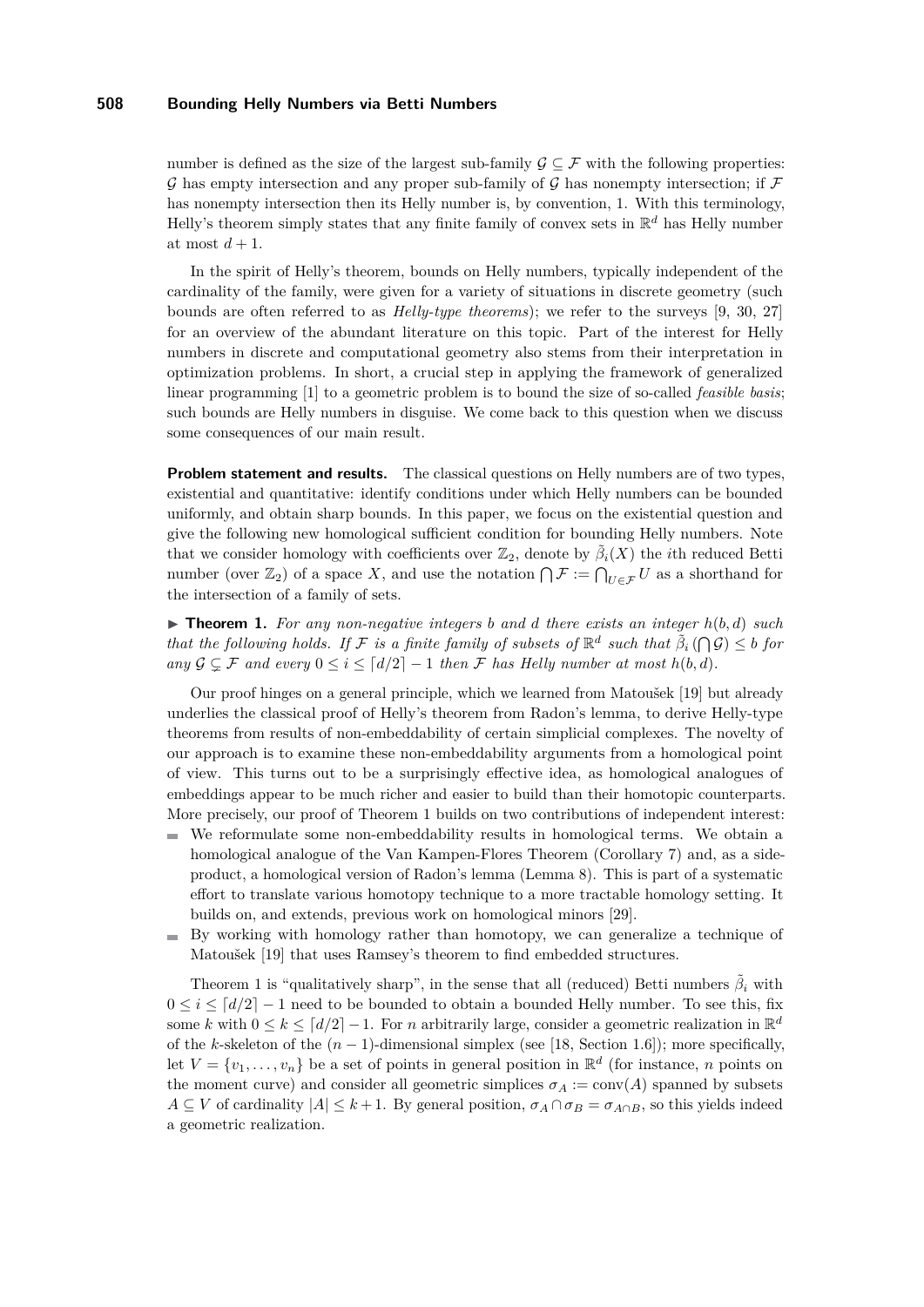number is defined as the size of the largest sub-family $\mathcal{G} \subseteq \mathcal{F}$ with the following properties: $\mathcal{G}$ has empty intersection and any proper sub-family of $\mathcal{G}$ has nonempty intersection; if $\mathcal{F}$ has nonempty intersection then its Helly number is, by convention, 1. With this terminology, Helly's theorem simply states that any finite family of convex sets in $\mathbb{R}^d$ has Helly number at most $d+1$.

In the spirit of Helly's theorem, bounds on Helly numbers, typically independent of the cardinality of the family, were given for a variety of situations in discrete geometry (such bounds are often referred to as *Helly-type theorems*); we refer to the surveys [9, 30, 27] for an overview of the abundant literature on this topic. Part of the interest for Helly numbers in discrete and computational geometry also stems from their interpretation in optimization problems. In short, a crucial step in applying the framework of generalized linear programming [1] to a geometric problem is to bound the size of so-called *feasible basis*; such bounds are Helly numbers in disguise. We come back to this question when we discuss some consequences of our main result.

**Problem statement and results.** The classical questions on Helly numbers are of two types, existential and quantitative: identify conditions under which Helly numbers can be bounded uniformly, and obtain sharp bounds. In this paper, we focus on the existential question and give the following new homological sufficient condition for bounding Helly numbers. Note that we consider homology with coefficients over $\mathbb{Z}_2$, denote by $\tilde{\beta}_i(X)$ the $i$th reduced Betti number (over $\mathbb{Z}_2$) of a space $X$, and use the notation $\bigcap \mathcal{F} := \bigcap_{U \in \mathcal{F}} U$ as a shorthand for the intersection of a family of sets.

▶ **Theorem 1.** *For any non-negative integers $b$ and $d$ there exists an integer $h(b,d)$ such that the following holds. If $\mathcal{F}$ is a finite family of subsets of $\mathbb{R}^d$ such that $\tilde{\beta}_i\left(\bigcap \mathcal{G}\right) \leq b$ for any $\mathcal{G} \subsetneq \mathcal{F}$ and every $0 \leq i \leq \lceil d/2 \rceil - 1$ then $\mathcal{F}$ has Helly number at most $h(b,d)$.*

Our proof hinges on a general principle, which we learned from Matoušek [19] but already underlies the classical proof of Helly's theorem from Radon's lemma, to derive Helly-type theorems from results of non-embeddability of certain simplicial complexes. The novelty of our approach is to examine these non-embeddability arguments from a homological point of view. This turns out to be a surprisingly effective idea, as homological analogues of embeddings appear to be much richer and easier to build than their homotopic counterparts. More precisely, our proof of Theorem 1 builds on two contributions of independent interest:

- We reformulate some non-embeddability results in homological terms. We obtain a homological analogue of the Van Kampen-Flores Theorem (Corollary 7) and, as a side-product, a homological version of Radon's lemma (Lemma 8). This is part of a systematic effort to translate various homotopy technique to a more tractable homology setting. It builds on, and extends, previous work on homological minors [29].
- By working with homology rather than homotopy, we can generalize a technique of Matoušek [19] that uses Ramsey's theorem to find embedded structures.

Theorem 1 is "qualitatively sharp", in the sense that all (reduced) Betti numbers $\tilde{\beta}_i$ with $0 \leq i \leq \lceil d/2 \rceil - 1$ need to be bounded to obtain a bounded Helly number. To see this, fix some $k$ with $0 \leq k \leq \lceil d/2 \rceil - 1$. For $n$ arbitrarily large, consider a geometric realization in $\mathbb{R}^d$ of the $k$-skeleton of the $(n-1)$-dimensional simplex (see [18, Section 1.6]); more specifically, let $V = \{v_1, \ldots, v_n\}$ be a set of points in general position in $\mathbb{R}^d$ (for instance, $n$ points on the moment curve) and consider all geometric simplices $\sigma_A := \text{conv}(A)$ spanned by subsets $A \subseteq V$ of cardinality $|A| \leq k+1$. By general position, $\sigma_A \cap \sigma_B = \sigma_{A \cap B}$, so this yields indeed a geometric realization.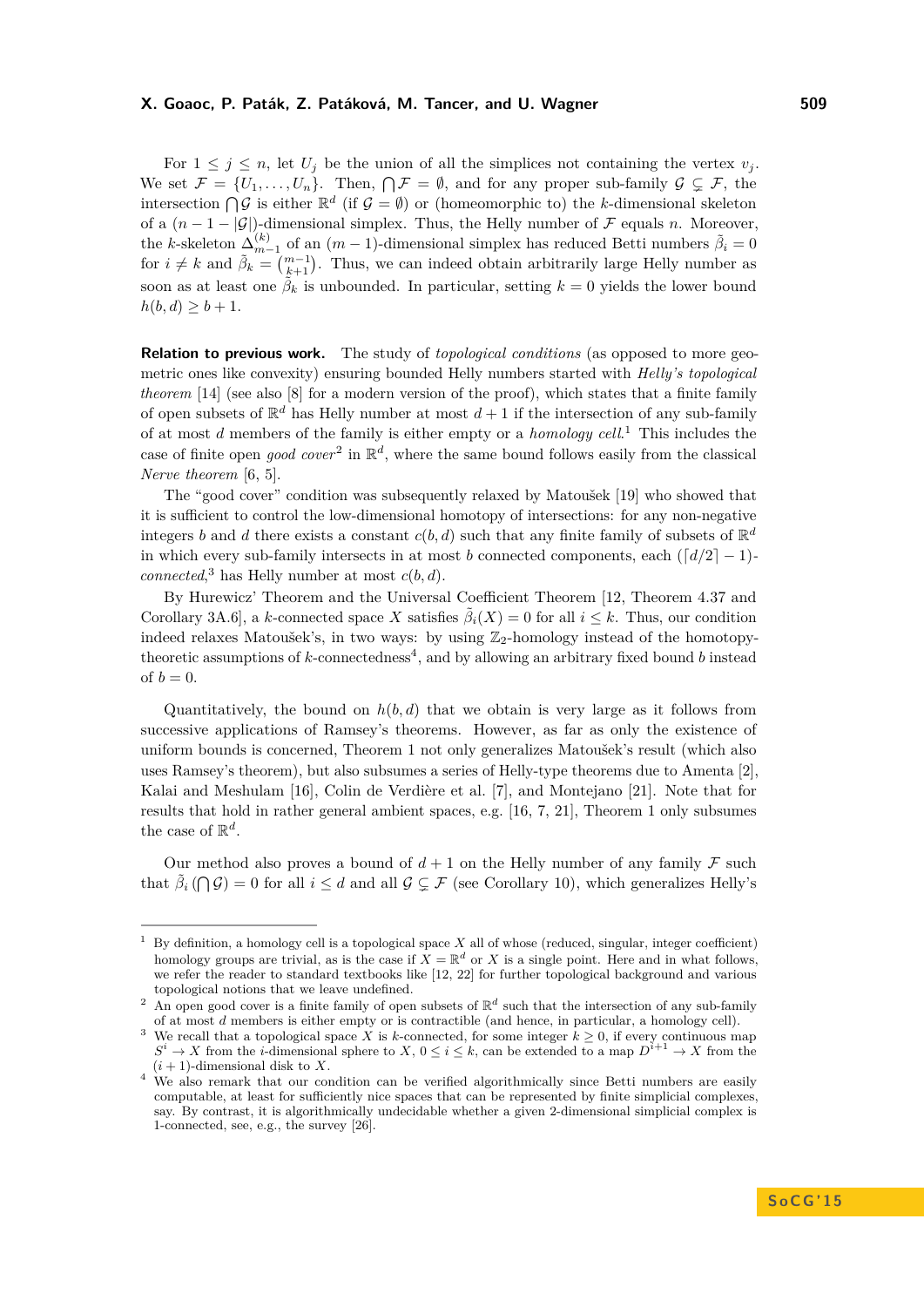For $1 \le j \le n$, let $U_j$ be the union of all the simplices not containing the vertex $v_j$. We set $\mathcal{F} = \{U_1, \dots, U_n\}$. Then, $\bigcap \mathcal{F} = \emptyset$, and for any proper sub-family $\mathcal{G} \subsetneq \mathcal{F}$, the intersection $\bigcap \mathcal{G}$ is either $\mathbb{R}^d$ (if $\mathcal{G} = \emptyset$) or (homeomorphic to) the $k$-dimensional skeleton of a $(n-1-|\mathcal{G}|)$-dimensional simplex. Thus, the Helly number of $\mathcal{F}$ equals $n$. Moreover, the $k$-skeleton $\Delta^{(k)}_{m-1}$ of an $(m-1)$-dimensional simplex has reduced Betti numbers $\tilde{\beta}_i = 0$ for $i \neq k$ and $\tilde{\beta}_k = \binom{m-1}{k+1}$. Thus, we can indeed obtain arbitrarily large Helly number as soon as at least one $\tilde{\beta}_k$ is unbounded. In particular, setting $k = 0$ yields the lower bound $h(b,d) \ge b+1$.

**Relation to previous work.** The study of *topological conditions* (as opposed to more geometric ones like convexity) ensuring bounded Helly numbers started with *Helly's topological theorem* [14] (see also [8] for a modern version of the proof), which states that a finite family of open subsets of $\mathbb{R}^d$ has Helly number at most $d+1$ if the intersection of any sub-family of at most $d$ members of the family is either empty or a *homology cell*.[1] This includes the case of finite open *good cover*[2] in $\mathbb{R}^d$, where the same bound follows easily from the classical *Nerve theorem* [6, 5].

The "good cover" condition was subsequently relaxed by Matoušek [19] who showed that it is sufficient to control the low-dimensional homotopy of intersections: for any non-negative integers $b$ and $d$ there exists a constant $c(b,d)$ such that any finite family of subsets of $\mathbb{R}^d$ in which every sub-family intersects in at most $b$ connected components, each $(\lceil d/2 \rceil - 1)$-*connected*,[3] has Helly number at most $c(b,d)$.

By Hurewicz' Theorem and the Universal Coefficient Theorem [12, Theorem 4.37 and Corollary 3A.6], a $k$-connected space $X$ satisfies $\tilde{\beta}_i(X) = 0$ for all $i \le k$. Thus, our condition indeed relaxes Matoušek's, in two ways: by using $\mathbb{Z}_2$-homology instead of the homotopy-theoretic assumptions of $k$-connectedness[4], and by allowing an arbitrary fixed bound $b$ instead of $b = 0$.

Quantitatively, the bound on $h(b,d)$ that we obtain is very large as it follows from successive applications of Ramsey's theorems. However, as far as only the existence of uniform bounds is concerned, Theorem 1 not only generalizes Matoušek's result (which also uses Ramsey's theorem), but also subsumes a series of Helly-type theorems due to Amenta [2], Kalai and Meshulam [16], Colin de Verdière et al. [7], and Montejano [21]. Note that for results that hold in rather general ambient spaces, e.g. [16, 7, 21], Theorem 1 only subsumes the case of $\mathbb{R}^d$.

Our method also proves a bound of $d+1$ on the Helly number of any family $\mathcal{F}$ such that $\tilde{\beta}_i(\bigcap \mathcal{G}) = 0$ for all $i \le d$ and all $\mathcal{G} \subsetneq \mathcal{F}$ (see Corollary 10), which generalizes Helly's

---

[1] By definition, a homology cell is a topological space $X$ all of whose (reduced, singular, integer coefficient) homology groups are trivial, as is the case if $X = \mathbb{R}^d$ or $X$ is a single point. Here and in what follows, we refer the reader to standard textbooks like [12, 22] for further topological background and various topological notions that we leave undefined.

[2] An open good cover is a finite family of open subsets of $\mathbb{R}^d$ such that the intersection of any sub-family of at most $d$ members is either empty or is contractible (and hence, in particular, a homology cell).

[3] We recall that a topological space $X$ is $k$-connected, for some integer $k \ge 0$, if every continuous map $S^i \to X$ from the $i$-dimensional sphere to $X$, $0 \le i \le k$, can be extended to a map $D^{i+1} \to X$ from the $(i+1)$-dimensional disk to $X$.

[4] We also remark that our condition can be verified algorithmically since Betti numbers are easily computable, at least for sufficiently nice spaces that can be represented by finite simplicial complexes, say. By contrast, it is algorithmically undecidable whether a given 2-dimensional simplicial complex is 1-connected, see, e.g., the survey [26].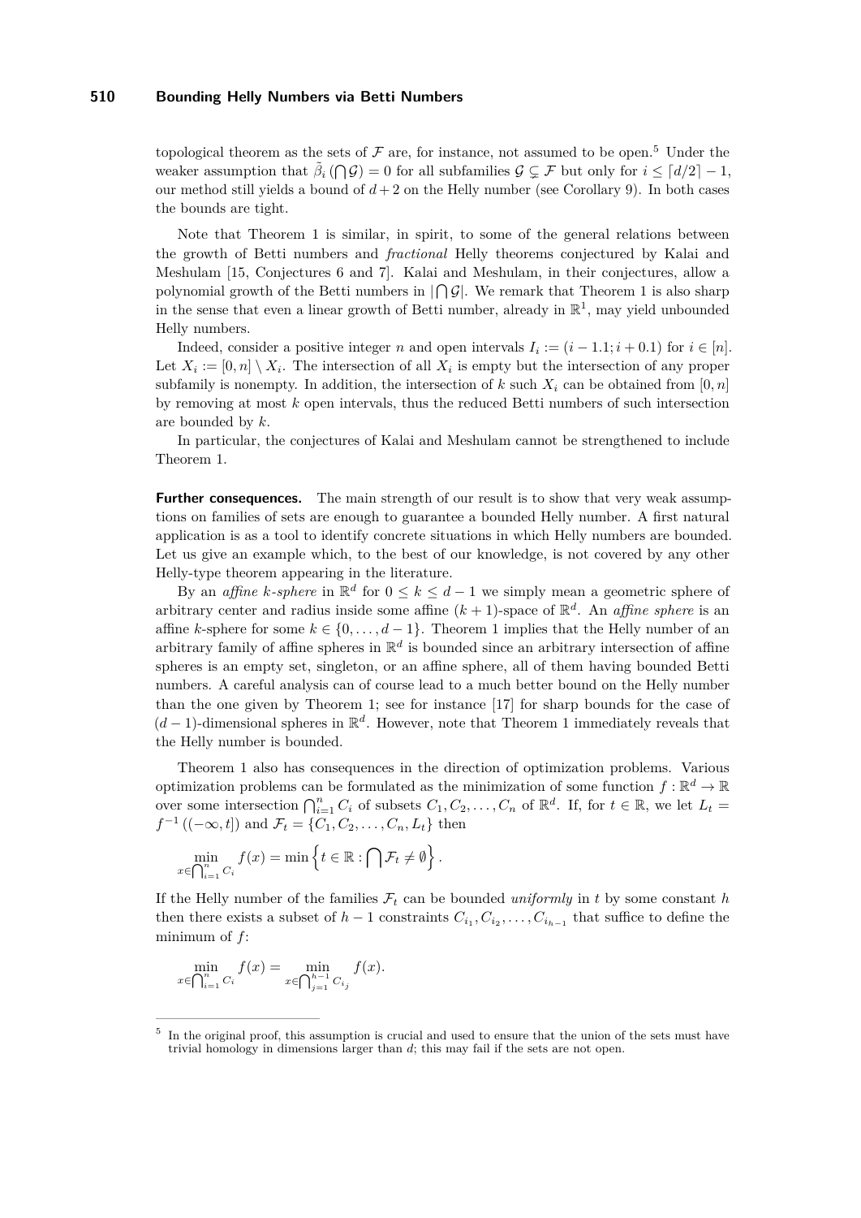topological theorem as the sets of $\mathcal{F}$ are, for instance, not assumed to be open.[5] Under the weaker assumption that $\tilde{\beta}_i(\bigcap \mathcal{G}) = 0$ for all subfamilies $\mathcal{G} \subsetneq \mathcal{F}$ but only for $i \leq \lceil d/2 \rceil - 1$, our method still yields a bound of $d+2$ on the Helly number (see Corollary 9). In both cases the bounds are tight.

Note that Theorem 1 is similar, in spirit, to some of the general relations between the growth of Betti numbers and *fractional* Helly theorems conjectured by Kalai and Meshulam [15, Conjectures 6 and 7]. Kalai and Meshulam, in their conjectures, allow a polynomial growth of the Betti numbers in $|\bigcap \mathcal{G}|$. We remark that Theorem 1 is also sharp in the sense that even a linear growth of Betti number, already in $\mathbb{R}^1$, may yield unbounded Helly numbers.

Indeed, consider a positive integer $n$ and open intervals $I_i := (i - 1.1; i + 0.1)$ for $i \in [n]$. Let $X_i := [0, n] \setminus X_i$. The intersection of all $X_i$ is empty but the intersection of any proper subfamily is nonempty. In addition, the intersection of $k$ such $X_i$ can be obtained from $[0, n]$ by removing at most $k$ open intervals, thus the reduced Betti numbers of such intersection are bounded by $k$.

In particular, the conjectures of Kalai and Meshulam cannot be strengthened to include Theorem 1.

**Further consequences.** The main strength of our result is to show that very weak assumptions on families of sets are enough to guarantee a bounded Helly number. A first natural application is as a tool to identify concrete situations in which Helly numbers are bounded. Let us give an example which, to the best of our knowledge, is not covered by any other Helly-type theorem appearing in the literature.

By an *affine k-sphere* in $\mathbb{R}^d$ for $0 \leq k \leq d-1$ we simply mean a geometric sphere of arbitrary center and radius inside some affine $(k+1)$-space of $\mathbb{R}^d$. An *affine sphere* is an affine $k$-sphere for some $k \in \{0, \ldots, d-1\}$. Theorem 1 implies that the Helly number of an arbitrary family of affine spheres in $\mathbb{R}^d$ is bounded since an arbitrary intersection of affine spheres is an empty set, singleton, or an affine sphere, all of them having bounded Betti numbers. A careful analysis can of course lead to a much better bound on the Helly number than the one given by Theorem 1; see for instance [17] for sharp bounds for the case of $(d-1)$-dimensional spheres in $\mathbb{R}^d$. However, note that Theorem 1 immediately reveals that the Helly number is bounded.

Theorem 1 also has consequences in the direction of optimization problems. Various optimization problems can be formulated as the minimization of some function $f : \mathbb{R}^d \to \mathbb{R}$ over some intersection $\bigcap_{i=1}^n C_i$ of subsets $C_1, C_2, \ldots, C_n$ of $\mathbb{R}^d$. If, for $t \in \mathbb{R}$, we let $L_t = f^{-1}((-\infty, t])$ and $\mathcal{F}_t = \{C_1, C_2, \ldots, C_n, L_t\}$ then

$$\min_{x \in \bigcap_{i=1}^n C_i} f(x) = \min\left\{t \in \mathbb{R} : \bigcap \mathcal{F}_t \neq \emptyset\right\}.$$

If the Helly number of the families $\mathcal{F}_t$ can be bounded *uniformly* in $t$ by some constant $h$ then there exists a subset of $h-1$ constraints $C_{i_1}, C_{i_2}, \ldots, C_{i_{h-1}}$ that suffice to define the minimum of $f$:

$$\min_{x \in \bigcap_{i=1}^n C_i} f(x) = \min_{x \in \bigcap_{j=1}^{h-1} C_{i_j}} f(x).$$

[5] In the original proof, this assumption is crucial and used to ensure that the union of the sets must have trivial homology in dimensions larger than $d$; this may fail if the sets are not open.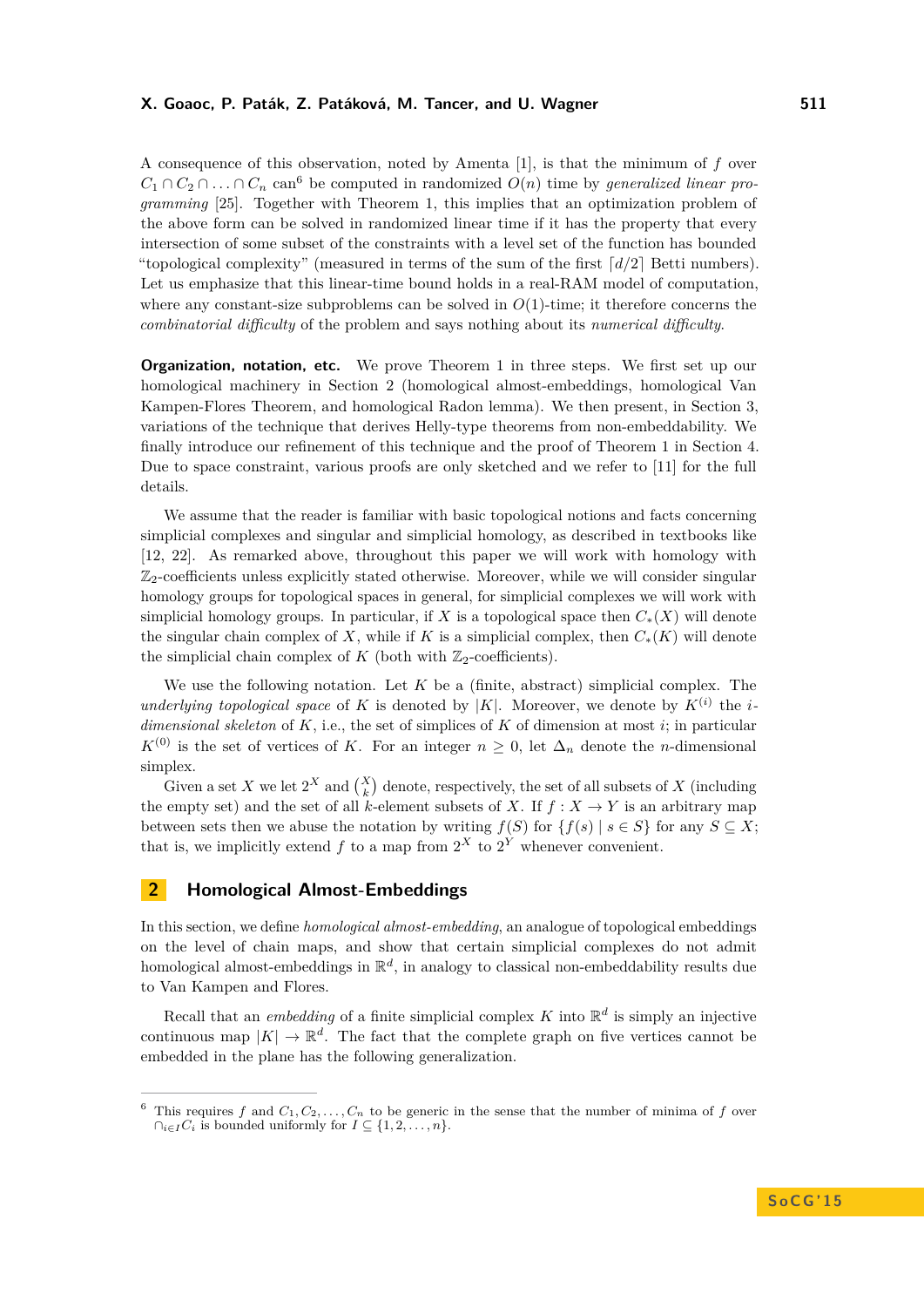A consequence of this observation, noted by Amenta [1], is that the minimum of $f$ over $C_1 \cap C_2 \cap \ldots \cap C_n$ can[6] be computed in randomized $O(n)$ time by *generalized linear programming* [25]. Together with Theorem 1, this implies that an optimization problem of the above form can be solved in randomized linear time if it has the property that every intersection of some subset of the constraints with a level set of the function has bounded "topological complexity" (measured in terms of the sum of the first $\lceil d/2 \rceil$ Betti numbers). Let us emphasize that this linear-time bound holds in a real-RAM model of computation, where any constant-size subproblems can be solved in $O(1)$-time; it therefore concerns the *combinatorial difficulty* of the problem and says nothing about its *numerical difficulty*.

**Organization, notation, etc.** We prove Theorem 1 in three steps. We first set up our homological machinery in Section 2 (homological almost-embeddings, homological Van Kampen-Flores Theorem, and homological Radon lemma). We then present, in Section 3, variations of the technique that derives Helly-type theorems from non-embeddability. We finally introduce our refinement of this technique and the proof of Theorem 1 in Section 4. Due to space constraint, various proofs are only sketched and we refer to [11] for the full details.

We assume that the reader is familiar with basic topological notions and facts concerning simplicial complexes and singular and simplicial homology, as described in textbooks like [12, 22]. As remarked above, throughout this paper we will work with homology with $\mathbb{Z}_2$-coefficients unless explicitly stated otherwise. Moreover, while we will consider singular homology groups for topological spaces in general, for simplicial complexes we will work with simplicial homology groups. In particular, if $X$ is a topological space then $C_*(X)$ will denote the singular chain complex of $X$, while if $K$ is a simplicial complex, then $C_*(K)$ will denote the simplicial chain complex of $K$ (both with $\mathbb{Z}_2$-coefficients).

We use the following notation. Let $K$ be a (finite, abstract) simplicial complex. The *underlying topological space* of $K$ is denoted by $|K|$. Moreover, we denote by $K^{(i)}$ the *$i$-dimensional skeleton* of $K$, i.e., the set of simplices of $K$ of dimension at most $i$; in particular $K^{(0)}$ is the set of vertices of $K$. For an integer $n \geq 0$, let $\Delta_n$ denote the $n$-dimensional simplex.

Given a set $X$ we let $2^X$ and $\binom{X}{k}$ denote, respectively, the set of all subsets of $X$ (including the empty set) and the set of all $k$-element subsets of $X$. If $f : X \to Y$ is an arbitrary map between sets then we abuse the notation by writing $f(S)$ for $\{f(s) \mid s \in S\}$ for any $S \subseteq X$; that is, we implicitly extend $f$ to a map from $2^X$ to $2^Y$ whenever convenient.

## 2 Homological Almost-Embeddings

In this section, we define *homological almost-embedding*, an analogue of topological embeddings on the level of chain maps, and show that certain simplicial complexes do not admit homological almost-embeddings in $\mathbb{R}^d$, in analogy to classical non-embeddability results due to Van Kampen and Flores.

Recall that an *embedding* of a finite simplicial complex $K$ into $\mathbb{R}^d$ is simply an injective continuous map $|K| \to \mathbb{R}^d$. The fact that the complete graph on five vertices cannot be embedded in the plane has the following generalization.

[6] This requires $f$ and $C_1, C_2, \ldots, C_n$ to be generic in the sense that the number of minima of $f$ over $\cap_{i \in I} C_i$ is bounded uniformly for $I \subseteq \{1, 2, \ldots, n\}$.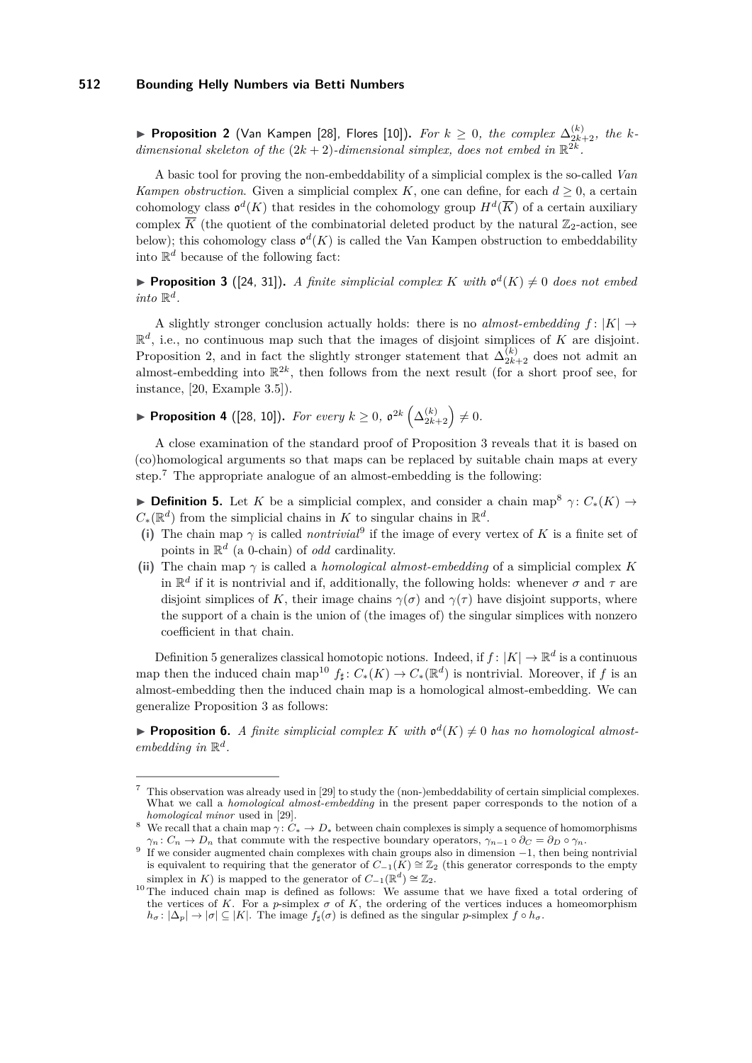▶ **Proposition 2** (Van Kampen [28], Flores [10])**.** *For $k \geq 0$, the complex $\Delta^{(k)}_{2k+2}$, the $k$-dimensional skeleton of the $(2k+2)$-dimensional simplex, does not embed in $\mathbb{R}^{2k}$.*

A basic tool for proving the non-embeddability of a simplicial complex is the so-called *Van Kampen obstruction*. Given a simplicial complex $K$, one can define, for each $d \geq 0$, a certain cohomology class $\mathfrak{o}^d(K)$ that resides in the cohomology group $H^d(\overline{K})$ of a certain auxiliary complex $\overline{K}$ (the quotient of the combinatorial deleted product by the natural $\mathbb{Z}_2$-action, see below); this cohomology class $\mathfrak{o}^d(K)$ is called the Van Kampen obstruction to embeddability into $\mathbb{R}^d$ because of the following fact:

▶ **Proposition 3** ([24, 31])**.** *A finite simplicial complex $K$ with $\mathfrak{o}^d(K) \neq 0$ does not embed into $\mathbb{R}^d$.*

A slightly stronger conclusion actually holds: there is no *almost-embedding* $f\colon |K| \to \mathbb{R}^d$, i.e., no continuous map such that the images of disjoint simplices of $K$ are disjoint. Proposition 2, and in fact the slightly stronger statement that $\Delta^{(k)}_{2k+2}$ does not admit an almost-embedding into $\mathbb{R}^{2k}$, then follows from the next result (for a short proof see, for instance, [20, Example 3.5]).

▶ **Proposition 4** ([28, 10])**.** *For every $k \geq 0$, $\mathfrak{o}^{2k}\left(\Delta^{(k)}_{2k+2}\right) \neq 0$.*

A close examination of the standard proof of Proposition 3 reveals that it is based on (co)homological arguments so that maps can be replaced by suitable chain maps at every step.[7] The appropriate analogue of an almost-embedding is the following:

▶ **Definition 5.** Let $K$ be a simplicial complex, and consider a chain map[8] $\gamma\colon C_*(K) \to C_*(\mathbb{R}^d)$ from the simplicial chains in $K$ to singular chains in $\mathbb{R}^d$.

**(i)** The chain map $\gamma$ is called *nontrivial*[9] if the image of every vertex of $K$ is a finite set of points in $\mathbb{R}^d$ (a 0-chain) of *odd* cardinality.

**(ii)** The chain map $\gamma$ is called a *homological almost-embedding* of a simplicial complex $K$ in $\mathbb{R}^d$ if it is nontrivial and if, additionally, the following holds: whenever $\sigma$ and $\tau$ are disjoint simplices of $K$, their image chains $\gamma(\sigma)$ and $\gamma(\tau)$ have disjoint supports, where the support of a chain is the union of (the images of) the singular simplices with nonzero coefficient in that chain.

Definition 5 generalizes classical homotopic notions. Indeed, if $f\colon |K| \to \mathbb{R}^d$ is a continuous map then the induced chain map[10] $f_\sharp\colon C_*(K) \to C_*(\mathbb{R}^d)$ is nontrivial. Moreover, if $f$ is an almost-embedding then the induced chain map is a homological almost-embedding. We can generalize Proposition 3 as follows:

▶ **Proposition 6.** *A finite simplicial complex $K$ with $\mathfrak{o}^d(K) \neq 0$ has no homological almost-embedding in $\mathbb{R}^d$.*

---

[7] This observation was already used in [29] to study the (non-)embeddability of certain simplicial complexes. What we call a *homological almost-embedding* in the present paper corresponds to the notion of a *homological minor* used in [29].

[8] We recall that a chain map $\gamma\colon C_* \to D_*$ between chain complexes is simply a sequence of homomorphisms $\gamma_n\colon C_n \to D_n$ that commute with the respective boundary operators, $\gamma_{n-1} \circ \partial_C = \partial_D \circ \gamma_n$.

[9] If we consider augmented chain complexes with chain groups also in dimension $-1$, then being nontrivial is equivalent to requiring that the generator of $C_{-1}(K) \cong \mathbb{Z}_2$ (this generator corresponds to the empty simplex in $K$) is mapped to the generator of $C_{-1}(\mathbb{R}^d) \cong \mathbb{Z}_2$.

[10] The induced chain map is defined as follows: We assume that we have fixed a total ordering of the vertices of $K$. For a $p$-simplex $\sigma$ of $K$, the ordering of the vertices induces a homeomorphism $h_\sigma\colon |\Delta_p| \to |\sigma| \subseteq |K|$. The image $f_\sharp(\sigma)$ is defined as the singular $p$-simplex $f \circ h_\sigma$.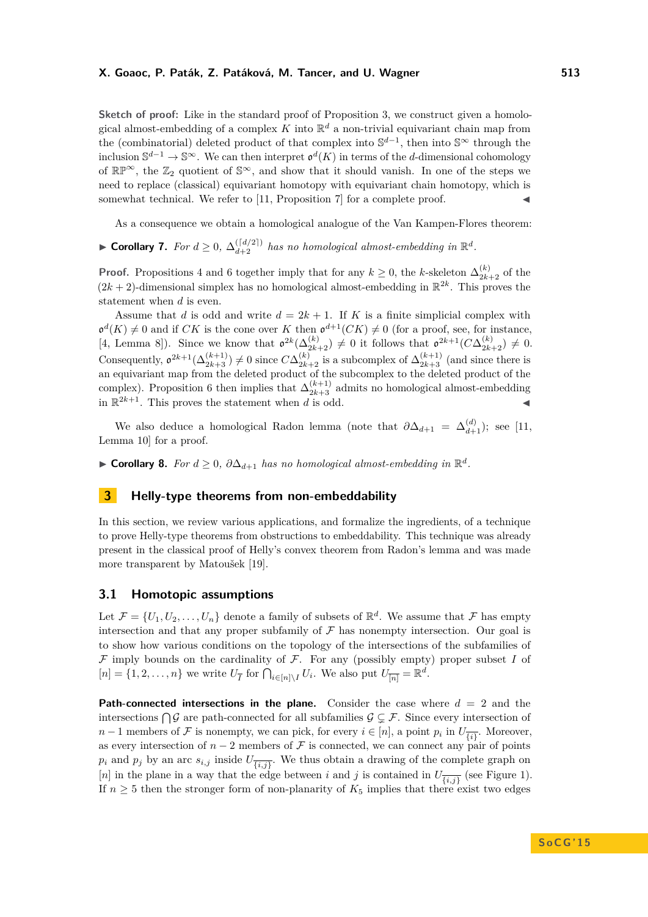**Sketch of proof:** Like in the standard proof of Proposition 3, we construct given a homological almost-embedding of a complex $K$ into $\mathbb{R}^d$ a non-trivial equivariant chain map from the (combinatorial) deleted product of that complex into $\mathbb{S}^{d-1}$, then into $\mathbb{S}^\infty$ through the inclusion $\mathbb{S}^{d-1} \to \mathbb{S}^\infty$. We can then interpret $\mathfrak{o}^d(K)$ in terms of the $d$-dimensional cohomology of $\mathbb{RP}^\infty$, the $\mathbb{Z}_2$ quotient of $\mathbb{S}^\infty$, and show that it should vanish. In one of the steps we need to replace (classical) equivariant homotopy with equivariant chain homotopy, which is somewhat technical. We refer to [11, Proposition 7] for a complete proof. ◂

As a consequence we obtain a homological analogue of the Van Kampen-Flores theorem:

▸ **Corollary 7.** *For $d \geq 0$, $\Delta_{d+2}^{(\lceil d/2 \rceil)}$ has no homological almost-embedding in $\mathbb{R}^d$.*

**Proof.** Propositions 4 and 6 together imply that for any $k \geq 0$, the $k$-skeleton $\Delta_{2k+2}^{(k)}$ of the $(2k+2)$-dimensional simplex has no homological almost-embedding in $\mathbb{R}^{2k}$. This proves the statement when $d$ is even.

Assume that $d$ is odd and write $d = 2k+1$. If $K$ is a finite simplicial complex with $\mathfrak{o}^d(K) \neq 0$ and if $CK$ is the cone over $K$ then $\mathfrak{o}^{d+1}(CK) \neq 0$ (for a proof, see, for instance, [4, Lemma 8]). Since we know that $\mathfrak{o}^{2k}(\Delta_{2k+2}^{(k)}) \neq 0$ it follows that $\mathfrak{o}^{2k+1}(C\Delta_{2k+2}^{(k)}) \neq 0$. Consequently, $\mathfrak{o}^{2k+1}(\Delta_{2k+3}^{(k+1)}) \neq 0$ since $C\Delta_{2k+2}^{(k)}$ is a subcomplex of $\Delta_{2k+3}^{(k+1)}$ (and since there is an equivariant map from the deleted product of the subcomplex to the deleted product of the complex). Proposition 6 then implies that $\Delta_{2k+3}^{(k+1)}$ admits no homological almost-embedding in $\mathbb{R}^{2k+1}$. This proves the statement when $d$ is odd. ◂

We also deduce a homological Radon lemma (note that $\partial \Delta_{d+1} = \Delta_{d+1}^{(d)}$); see [11, Lemma 10] for a proof.

▸ **Corollary 8.** *For $d \geq 0$, $\partial \Delta_{d+1}$ has no homological almost-embedding in $\mathbb{R}^d$.*

## 3 Helly-type theorems from non-embeddability

In this section, we review various applications, and formalize the ingredients, of a technique to prove Helly-type theorems from obstructions to embeddability. This technique was already present in the classical proof of Helly's convex theorem from Radon's lemma and was made more transparent by Matoušek [19].

### 3.1 Homotopic assumptions

Let $\mathcal{F} = \{U_1, U_2, \ldots, U_n\}$ denote a family of subsets of $\mathbb{R}^d$. We assume that $\mathcal{F}$ has empty intersection and that any proper subfamily of $\mathcal{F}$ has nonempty intersection. Our goal is to show how various conditions on the topology of the intersections of the subfamilies of $\mathcal{F}$ imply bounds on the cardinality of $\mathcal{F}$. For any (possibly empty) proper subset $I$ of $[n] = \{1, 2, \ldots, n\}$ we write $U_{\overline{I}}$ for $\bigcap_{i \in [n] \setminus I} U_i$. We also put $U_{\overline{[n]}} = \mathbb{R}^d$.

**Path-connected intersections in the plane.** Consider the case where $d = 2$ and the intersections $\bigcap \mathcal{G}$ are path-connected for all subfamilies $\mathcal{G} \subsetneq \mathcal{F}$. Since every intersection of $n-1$ members of $\mathcal{F}$ is nonempty, we can pick, for every $i \in [n]$, a point $p_i$ in $U_{\overline{\{i\}}}$. Moreover, as every intersection of $n-2$ members of $\mathcal{F}$ is connected, we can connect any pair of points $p_i$ and $p_j$ by an arc $s_{i,j}$ inside $U_{\overline{\{i,j\}}}$. We thus obtain a drawing of the complete graph on $[n]$ in the plane in a way that the edge between $i$ and $j$ is contained in $U_{\overline{\{i,j\}}}$ (see Figure 1). If $n \geq 5$ then the stronger form of non-planarity of $K_5$ implies that there exist two edges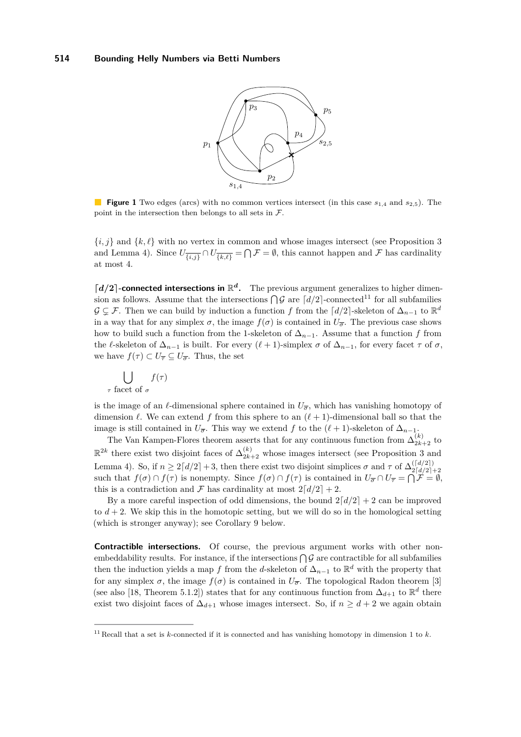**Figure 1** Two edges (arcs) with no common vertices intersect (in this case $s_{1,4}$ and $s_{2,5}$). The point in the intersection then belongs to all sets in $\mathcal{F}$.

$\{i, j\}$ and $\{k, \ell\}$ with no vertex in common and whose images intersect (see Proposition 3 and Lemma 4). Since $U_{\overline{\{i,j\}}} \cap U_{\overline{\{k,\ell\}}} = \bigcap \mathcal{F} = \emptyset$, this cannot happen and $\mathcal{F}$ has cardinality at most 4.

**$\lceil d/2 \rceil$-connected intersections in $\mathbb{R}^d$.** The previous argument generalizes to higher dimension as follows. Assume that the intersections $\bigcap \mathcal{G}$ are $\lceil d/2 \rceil$-connected[11] for all subfamilies $\mathcal{G} \subsetneq \mathcal{F}$. Then we can build by induction a function $f$ from the $\lceil d/2 \rceil$-skeleton of $\Delta_{n-1}$ to $\mathbb{R}^d$ in a way that for any simplex $\sigma$, the image $f(\sigma)$ is contained in $U_{\overline{\sigma}}$. The previous case shows how to build such a function from the 1-skeleton of $\Delta_{n-1}$. Assume that a function $f$ from the $\ell$-skeleton of $\Delta_{n-1}$ is built. For every $(\ell+1)$-simplex $\sigma$ of $\Delta_{n-1}$, for every facet $\tau$ of $\sigma$, we have $f(\tau) \subset U_{\overline{\tau}} \subseteq U_{\overline{\sigma}}$. Thus, the set

$$\bigcup_{\tau \text{ facet of } \sigma} f(\tau)$$

is the image of an $\ell$-dimensional sphere contained in $U_{\overline{\sigma}}$, which has vanishing homotopy of dimension $\ell$. We can extend $f$ from this sphere to an $(\ell+1)$-dimensional ball so that the image is still contained in $U_{\overline{\sigma}}$. This way we extend $f$ to the $(\ell+1)$-skeleton of $\Delta_{n-1}$.

The Van Kampen-Flores theorem asserts that for any continuous function from $\Delta_{2k+2}^{(k)}$ to $\mathbb{R}^{2k}$ there exist two disjoint faces of $\Delta_{2k+2}^{(k)}$ whose images intersect (see Proposition 3 and Lemma 4). So, if $n \geq 2\lceil d/2 \rceil + 3$, then there exist two disjoint simplices $\sigma$ and $\tau$ of $\Delta_{2\lceil d/2 \rceil+2}^{(\lceil d/2 \rceil)}$ such that $f(\sigma) \cap f(\tau)$ is nonempty. Since $f(\sigma) \cap f(\tau)$ is contained in $U_{\overline{\sigma}} \cap U_{\overline{\tau}} = \bigcap \mathcal{F} = \emptyset$, this is a contradiction and $\mathcal{F}$ has cardinality at most $2\lceil d/2 \rceil + 2$.

By a more careful inspection of odd dimensions, the bound $2\lceil d/2 \rceil + 2$ can be improved to $d+2$. We skip this in the homotopic setting, but we will do so in the homological setting (which is stronger anyway); see Corollary 9 below.

**Contractible intersections.** Of course, the previous argument works with other non-embeddability results. For instance, if the intersections $\bigcap \mathcal{G}$ are contractible for all subfamilies then the induction yields a map $f$ from the $d$-skeleton of $\Delta_{n-1}$ to $\mathbb{R}^d$ with the property that for any simplex $\sigma$, the image $f(\sigma)$ is contained in $U_{\overline{\sigma}}$. The topological Radon theorem [3] (see also [18, Theorem 5.1.2]) states that for any continuous function from $\Delta_{d+1}$ to $\mathbb{R}^d$ there exist two disjoint faces of $\Delta_{d+1}$ whose images intersect. So, if $n \geq d+2$ we again obtain

[11] Recall that a set is $k$-connected if it is connected and has vanishing homotopy in dimension 1 to $k$.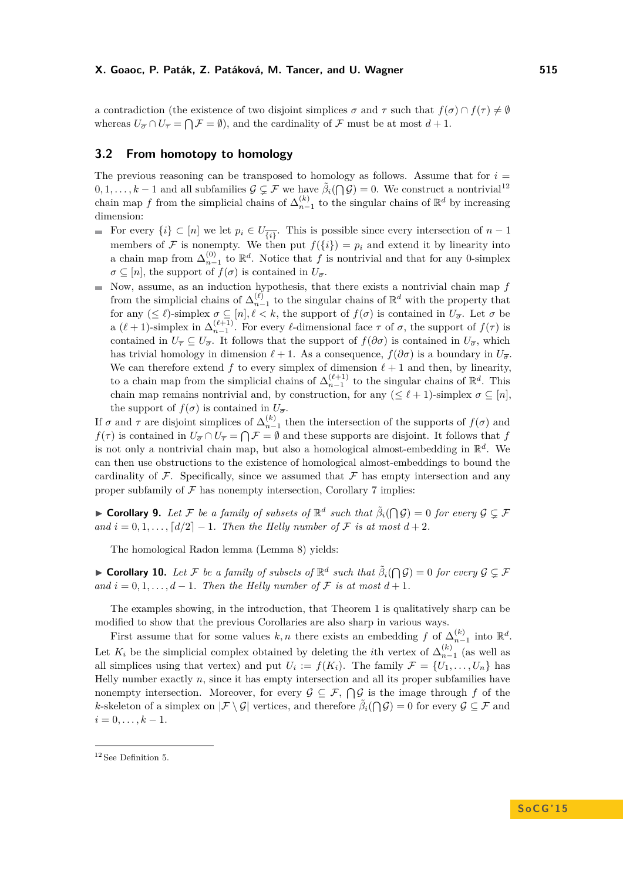a contradiction (the existence of two disjoint simplices $\sigma$ and $\tau$ such that $f(\sigma) \cap f(\tau) \neq \emptyset$ whereas $U_{\overline{\sigma}} \cap U_{\overline{\tau}} = \bigcap \mathcal{F} = \emptyset$), and the cardinality of $\mathcal{F}$ must be at most $d+1$.

## 3.2 From homotopy to homology

The previous reasoning can be transposed to homology as follows. Assume that for $i = 0, 1, \ldots, k-1$ and all subfamilies $\mathcal{G} \subsetneq \mathcal{F}$ we have $\tilde{\beta}_i(\bigcap \mathcal{G}) = 0$. We construct a nontrivial[12] chain map $f$ from the simplicial chains of $\Delta_{n-1}^{(k)}$ to the singular chains of $\mathbb{R}^d$ by increasing dimension:

- For every $\{i\} \subset [n]$ we let $p_i \in U_{\overline{\{i\}}}$. This is possible since every intersection of $n-1$ members of $\mathcal{F}$ is nonempty. We then put $f(\{i\}) = p_i$ and extend it by linearity into a chain map from $\Delta_{n-1}^{(0)}$ to $\mathbb{R}^d$. Notice that $f$ is nontrivial and that for any 0-simplex $\sigma \subseteq [n]$, the support of $f(\sigma)$ is contained in $U_{\overline{\sigma}}$.
- Now, assume, as an induction hypothesis, that there exists a nontrivial chain map $f$ from the simplicial chains of $\Delta_{n-1}^{(\ell)}$ to the singular chains of $\mathbb{R}^d$ with the property that for any $(\leq \ell)$-simplex $\sigma \subseteq [n], \ell < k$, the support of $f(\sigma)$ is contained in $U_{\overline{\sigma}}$. Let $\sigma$ be a $(\ell+1)$-simplex in $\Delta_{n-1}^{(\ell+1)}$. For every $\ell$-dimensional face $\tau$ of $\sigma$, the support of $f(\tau)$ is contained in $U_{\overline{\tau}} \subseteq U_{\overline{\sigma}}$. It follows that the support of $f(\partial\sigma)$ is contained in $U_{\overline{\sigma}}$, which has trivial homology in dimension $\ell+1$. As a consequence, $f(\partial\sigma)$ is a boundary in $U_{\overline{\sigma}}$. We can therefore extend $f$ to every simplex of dimension $\ell+1$ and then, by linearity, to a chain map from the simplicial chains of $\Delta_{n-1}^{(\ell+1)}$ to the singular chains of $\mathbb{R}^d$. This chain map remains nontrivial and, by construction, for any $(\leq \ell+1)$-simplex $\sigma \subseteq [n]$, the support of $f(\sigma)$ is contained in $U_{\overline{\sigma}}$.

If $\sigma$ and $\tau$ are disjoint simplices of $\Delta_{n-1}^{(k)}$ then the intersection of the supports of $f(\sigma)$ and $f(\tau)$ is contained in $U_{\overline{\sigma}} \cap U_{\overline{\tau}} = \bigcap \mathcal{F} = \emptyset$ and these supports are disjoint. It follows that $f$ is not only a nontrivial chain map, but also a homological almost-embedding in $\mathbb{R}^d$. We can then use obstructions to the existence of homological almost-embeddings to bound the cardinality of $\mathcal{F}$. Specifically, since we assumed that $\mathcal{F}$ has empty intersection and any proper subfamily of $\mathcal{F}$ has nonempty intersection, Corollary 7 implies:

▶ **Corollary 9.** *Let $\mathcal{F}$ be a family of subsets of $\mathbb{R}^d$ such that $\tilde{\beta}_i(\bigcap \mathcal{G}) = 0$ for every $\mathcal{G} \subsetneq \mathcal{F}$ and $i = 0, 1, \ldots, \lceil d/2 \rceil - 1$. Then the Helly number of $\mathcal{F}$ is at most $d+2$.*

The homological Radon lemma (Lemma 8) yields:

▶ **Corollary 10.** *Let $\mathcal{F}$ be a family of subsets of $\mathbb{R}^d$ such that $\tilde{\beta}_i(\bigcap \mathcal{G}) = 0$ for every $\mathcal{G} \subsetneq \mathcal{F}$ and $i = 0, 1, \ldots, d-1$. Then the Helly number of $\mathcal{F}$ is at most $d+1$.*

The examples showing, in the introduction, that Theorem 1 is qualitatively sharp can be modified to show that the previous Corollaries are also sharp in various ways.

First assume that for some values $k, n$ there exists an embedding $f$ of $\Delta_{n-1}^{(k)}$ into $\mathbb{R}^d$. Let $K_i$ be the simplicial complex obtained by deleting the $i$th vertex of $\Delta_{n-1}^{(k)}$ (as well as all simplices using that vertex) and put $U_i := f(K_i)$. The family $\mathcal{F} = \{U_1, \ldots, U_n\}$ has Helly number exactly $n$, since it has empty intersection and all its proper subfamilies have nonempty intersection. Moreover, for every $\mathcal{G} \subseteq \mathcal{F}$, $\bigcap \mathcal{G}$ is the image through $f$ of the $k$-skeleton of a simplex on $|\mathcal{F} \setminus \mathcal{G}|$ vertices, and therefore $\tilde{\beta}_i(\bigcap \mathcal{G}) = 0$ for every $\mathcal{G} \subseteq \mathcal{F}$ and $i = 0, \ldots, k-1$.

[12] See Definition 5.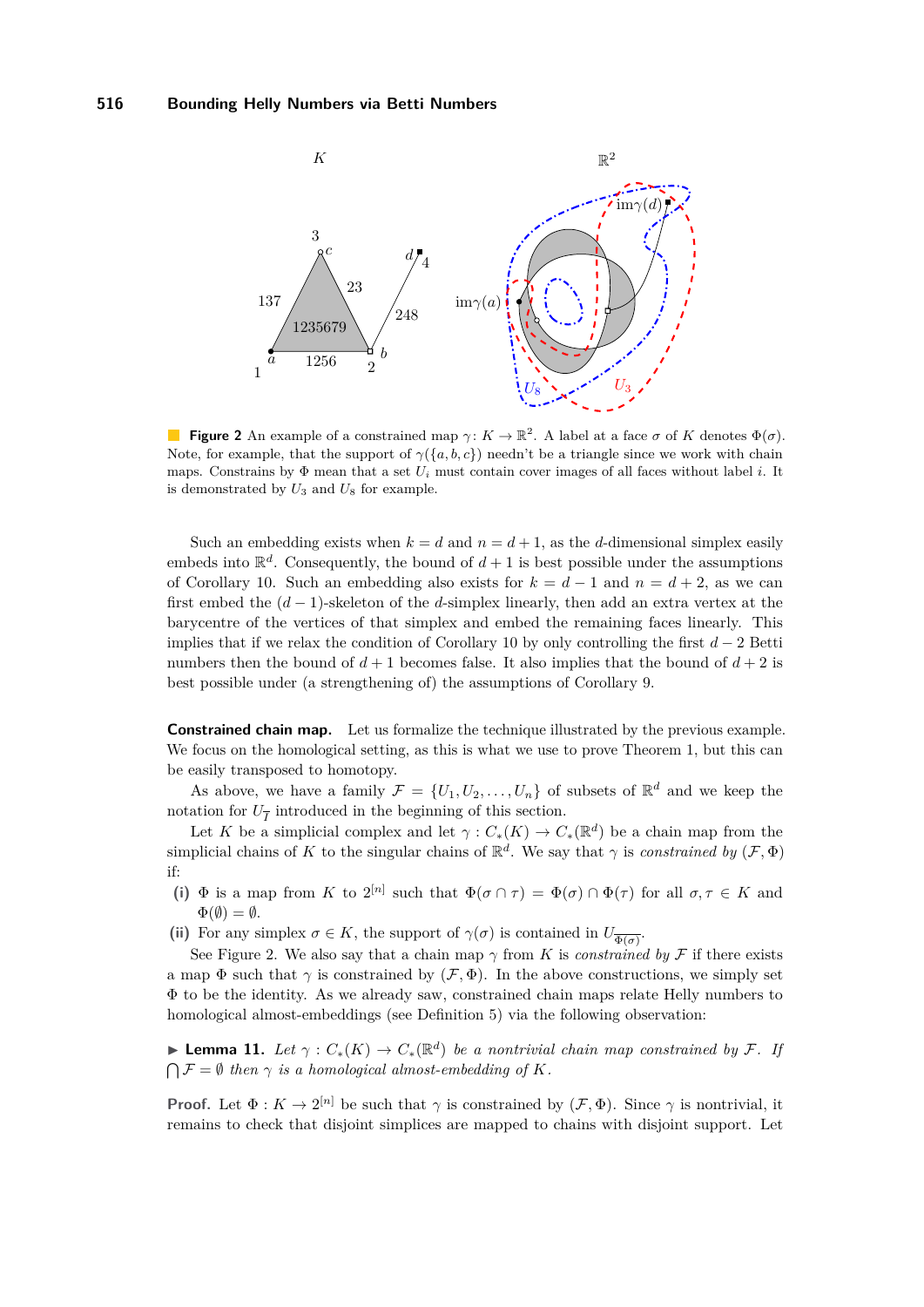**Figure 2** An example of a constrained map $\gamma\colon K \to \mathbb{R}^2$. A label at a face $\sigma$ of $K$ denotes $\Phi(\sigma)$. Note, for example, that the support of $\gamma(\{a,b,c\})$ needn't be a triangle since we work with chain maps. Constrains by $\Phi$ mean that a set $U_i$ must contain cover images of all faces without label $i$. It is demonstrated by $U_3$ and $U_8$ for example.

Such an embedding exists when $k = d$ and $n = d+1$, as the $d$-dimensional simplex easily embeds into $\mathbb{R}^d$. Consequently, the bound of $d+1$ is best possible under the assumptions of Corollary 10. Such an embedding also exists for $k = d-1$ and $n = d+2$, as we can first embed the $(d-1)$-skeleton of the $d$-simplex linearly, then add an extra vertex at the barycentre of the vertices of that simplex and embed the remaining faces linearly. This implies that if we relax the condition of Corollary 10 by only controlling the first $d-2$ Betti numbers then the bound of $d+1$ becomes false. It also implies that the bound of $d+2$ is best possible under (a strengthening of) the assumptions of Corollary 9.

**Constrained chain map.** Let us formalize the technique illustrated by the previous example. We focus on the homological setting, as this is what we use to prove Theorem 1, but this can be easily transposed to homotopy.

As above, we have a family $\mathcal{F} = \{U_1, U_2, \ldots, U_n\}$ of subsets of $\mathbb{R}^d$ and we keep the notation for $U_{\overline{I}}$ introduced in the beginning of this section.

Let $K$ be a simplicial complex and let $\gamma : C_*(K) \to C_*(\mathbb{R}^d)$ be a chain map from the simplicial chains of $K$ to the singular chains of $\mathbb{R}^d$. We say that $\gamma$ is *constrained by* $(\mathcal{F}, \Phi)$ if:

**(i)** $\Phi$ is a map from $K$ to $2^{[n]}$ such that $\Phi(\sigma \cap \tau) = \Phi(\sigma) \cap \Phi(\tau)$ for all $\sigma, \tau \in K$ and $\Phi(\emptyset) = \emptyset$.

**(ii)** For any simplex $\sigma \in K$, the support of $\gamma(\sigma)$ is contained in $U_{\overline{\Phi(\sigma)}}$.

See Figure 2. We also say that a chain map $\gamma$ from $K$ is *constrained by* $\mathcal{F}$ if there exists a map $\Phi$ such that $\gamma$ is constrained by $(\mathcal{F}, \Phi)$. In the above constructions, we simply set $\Phi$ to be the identity. As we already saw, constrained chain maps relate Helly numbers to homological almost-embeddings (see Definition 5) via the following observation:

▶ **Lemma 11.** *Let $\gamma : C_*(K) \to C_*(\mathbb{R}^d)$ be a nontrivial chain map constrained by $\mathcal{F}$. If $\bigcap \mathcal{F} = \emptyset$ then $\gamma$ is a homological almost-embedding of $K$.*

**Proof.** Let $\Phi : K \to 2^{[n]}$ be such that $\gamma$ is constrained by $(\mathcal{F}, \Phi)$. Since $\gamma$ is nontrivial, it remains to check that disjoint simplices are mapped to chains with disjoint support. Let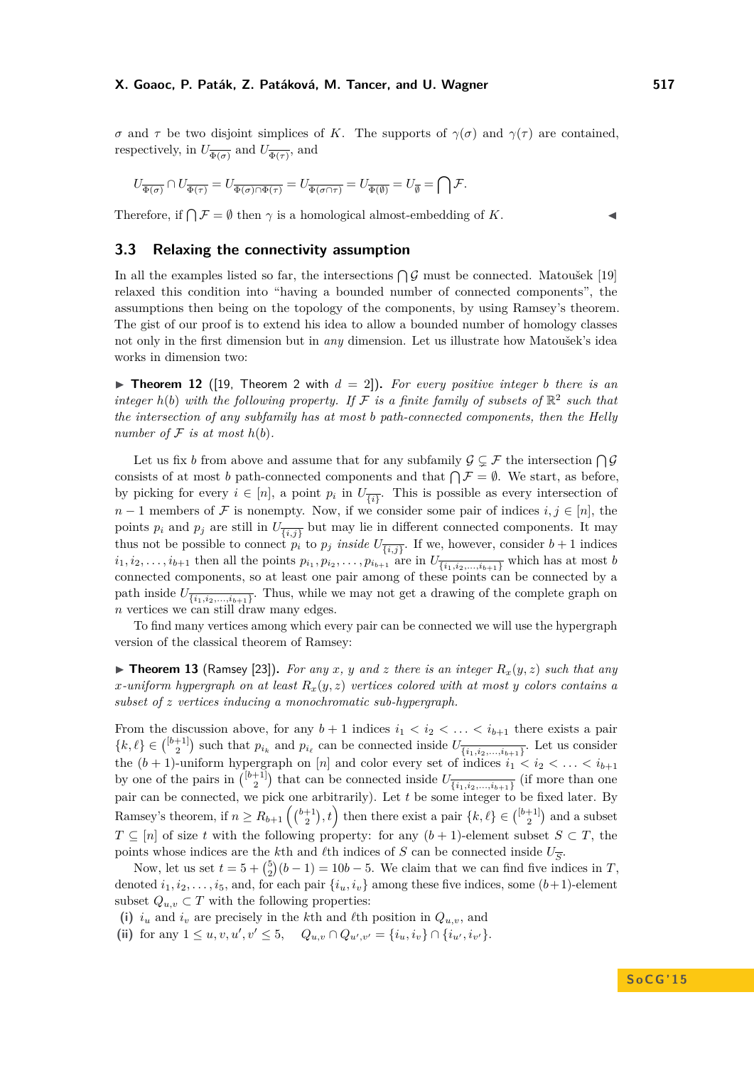$\sigma$ and $\tau$ be two disjoint simplices of $K$. The supports of $\gamma(\sigma)$ and $\gamma(\tau)$ are contained, respectively, in $U_{\overline{\Phi(\sigma)}}$ and $U_{\overline{\Phi(\tau)}}$, and

$$U_{\overline{\Phi(\sigma)}} \cap U_{\overline{\Phi(\tau)}} = U_{\overline{\Phi(\sigma)\cap\Phi(\tau)}} = U_{\overline{\Phi(\sigma\cap\tau)}} = U_{\overline{\Phi(\emptyset)}} = U_{\overline{\emptyset}} = \bigcap \mathcal{F}.$$

Therefore, if $\bigcap \mathcal{F} = \emptyset$ then $\gamma$ is a homological almost-embedding of $K$. ◀

## 3.3 Relaxing the connectivity assumption

In all the examples listed so far, the intersections $\bigcap \mathcal{G}$ must be connected. Matoušek [19] relaxed this condition into "having a bounded number of connected components", the assumptions then being on the topology of the components, by using Ramsey's theorem. The gist of our proof is to extend his idea to allow a bounded number of homology classes not only in the first dimension but in *any* dimension. Let us illustrate how Matoušek's idea works in dimension two:

▶ **Theorem 12** ([19, Theorem 2 with $d = 2$]). *For every positive integer $b$ there is an integer $h(b)$ with the following property. If $\mathcal{F}$ is a finite family of subsets of $\mathbb{R}^2$ such that the intersection of any subfamily has at most $b$ path-connected components, then the Helly number of $\mathcal{F}$ is at most $h(b)$.*

Let us fix $b$ from above and assume that for any subfamily $\mathcal{G} \subsetneq \mathcal{F}$ the intersection $\bigcap \mathcal{G}$ consists of at most $b$ path-connected components and that $\bigcap \mathcal{F} = \emptyset$. We start, as before, by picking for every $i \in [n]$, a point $p_i$ in $U_{\overline{\{i\}}}$. This is possible as every intersection of $n-1$ members of $\mathcal{F}$ is nonempty. Now, if we consider some pair of indices $i, j \in [n]$, the points $p_i$ and $p_j$ are still in $U_{\overline{\{i,j\}}}$ but may lie in different connected components. It may thus not be possible to connect $p_i$ to $p_j$ *inside* $U_{\overline{\{i,j\}}}$. If we, however, consider $b+1$ indices $i_1, i_2, \ldots, i_{b+1}$ then all the points $p_{i_1}, p_{i_2}, \ldots, p_{i_{b+1}}$ are in $U_{\overline{\{i_1,i_2,\ldots,i_{b+1}\}}}$ which has at most $b$ connected components, so at least one pair among of these points can be connected by a path inside $U_{\overline{\{i_1,i_2,\ldots,i_{b+1}\}}}$. Thus, while we may not get a drawing of the complete graph on $n$ vertices we can still draw many edges.

To find many vertices among which every pair can be connected we will use the hypergraph version of the classical theorem of Ramsey:

▶ **Theorem 13** (Ramsey [23]). *For any $x$, $y$ and $z$ there is an integer $R_x(y,z)$ such that any $x$-uniform hypergraph on at least $R_x(y,z)$ vertices colored with at most $y$ colors contains a subset of $z$ vertices inducing a monochromatic sub-hypergraph.*

From the discussion above, for any $b+1$ indices $i_1 < i_2 < \ldots < i_{b+1}$ there exists a pair $\{k, \ell\} \in \binom{[b+1]}{2}$ such that $p_{i_k}$ and $p_{i_\ell}$ can be connected inside $U_{\overline{\{i_1,i_2,\ldots,i_{b+1}\}}}$. Let us consider the $(b+1)$-uniform hypergraph on $[n]$ and color every set of indices $i_1 < i_2 < \ldots < i_{b+1}$ by one of the pairs in $\binom{[b+1]}{2}$ that can be connected inside $U_{\overline{\{i_1,i_2,\ldots,i_{b+1}\}}}$ (if more than one pair can be connected, we pick one arbitrarily). Let $t$ be some integer to be fixed later. By Ramsey's theorem, if $n \geq R_{b+1}\left(\binom{b+1}{2}, t\right)$ then there exist a pair $\{k, \ell\} \in \binom{[b+1]}{2}$ and a subset $T \subseteq [n]$ of size $t$ with the following property: for any $(b+1)$-element subset $S \subset T$, the points whose indices are the $k$th and $\ell$th indices of $S$ can be connected inside $U_{\overline{S}}$.

Now, let us set $t = 5 + \binom{5}{2}(b-1) = 10b - 5$. We claim that we can find five indices in $T$, denoted $i_1, i_2, \ldots, i_5$, and, for each pair $\{i_u, i_v\}$ among these five indices, some $(b+1)$-element subset $Q_{u,v} \subset T$ with the following properties:

**(i)** $i_u$ and $i_v$ are precisely in the $k$th and $\ell$th position in $Q_{u,v}$, and

**(ii)** for any $1 \leq u, v, u', v' \leq 5$, $\quad Q_{u,v} \cap Q_{u',v'} = \{i_u, i_v\} \cap \{i_{u'}, i_{v'}\}$.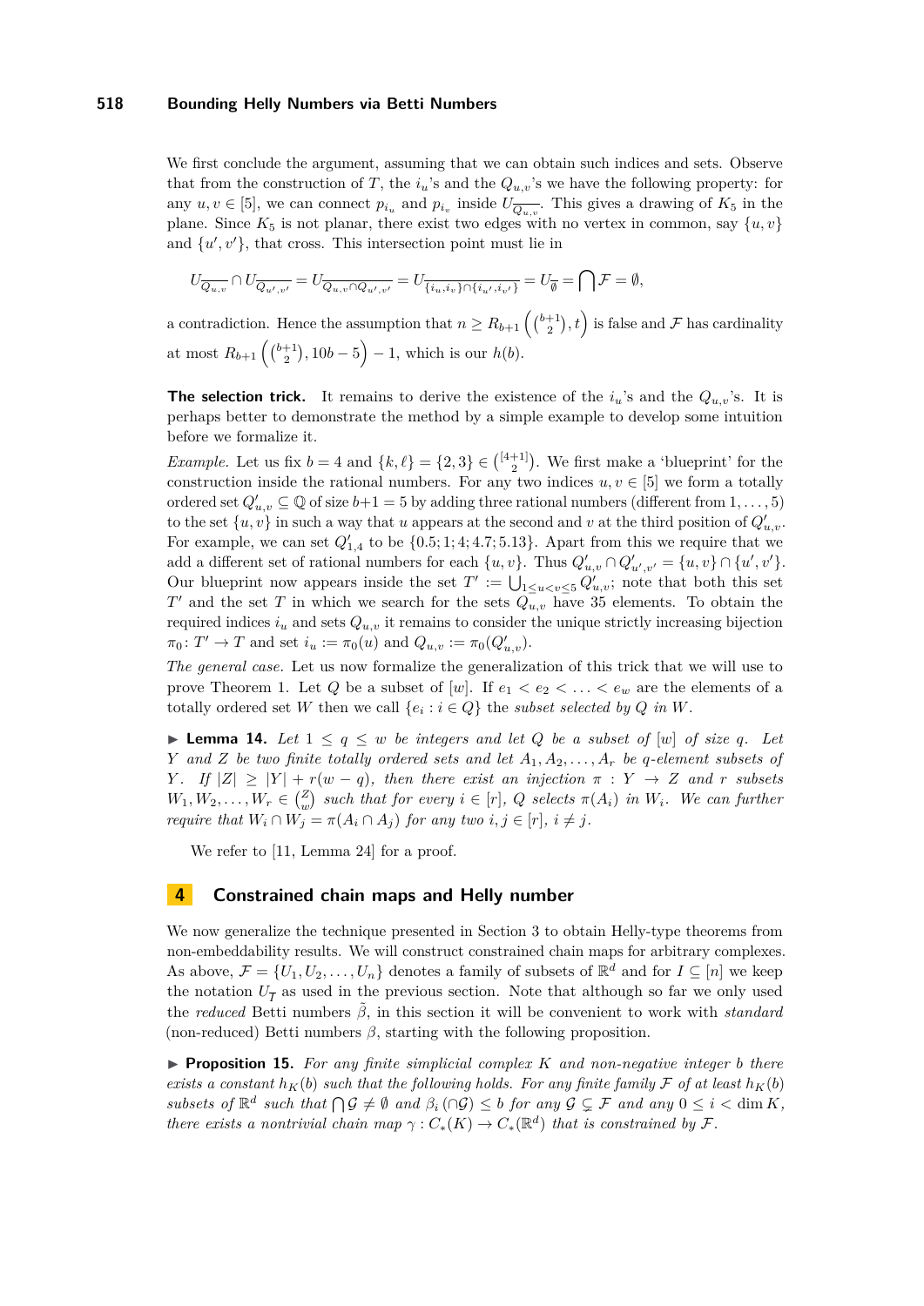We first conclude the argument, assuming that we can obtain such indices and sets. Observe that from the construction of $T$, the $i_u$'s and the $Q_{u,v}$'s we have the following property: for any $u, v \in [5]$, we can connect $p_{i_u}$ and $p_{i_v}$ inside $U_{\overline{Q_{u,v}}}$. This gives a drawing of $K_5$ in the plane. Since $K_5$ is not planar, there exist two edges with no vertex in common, say $\{u, v\}$ and $\{u', v'\}$, that cross. This intersection point must lie in

$$U_{\overline{Q_{u,v}}} \cap U_{\overline{Q_{u',v'}}} = U_{\overline{Q_{u,v} \cap Q_{u',v'}}} = U_{\overline{\{i_u, i_v\} \cap \{i_{u'}, i_{v'}\}}} = U_{\overline{\emptyset}} = \bigcap \mathcal{F} = \emptyset,$$

a contradiction. Hence the assumption that $n \geq R_{b+1}\left(\binom{b+1}{2}, t\right)$ is false and $\mathcal{F}$ has cardinality at most $R_{b+1}\left(\binom{b+1}{2}, 10b - 5\right) - 1$, which is our $h(b)$.

**The selection trick.** It remains to derive the existence of the $i_u$'s and the $Q_{u,v}$'s. It is perhaps better to demonstrate the method by a simple example to develop some intuition before we formalize it.

*Example.* Let us fix $b = 4$ and $\{k, \ell\} = \{2, 3\} \in \binom{[4+1]}{2}$. We first make a 'blueprint' for the construction inside the rational numbers. For any two indices $u, v \in [5]$ we form a totally ordered set $Q'_{u,v} \subseteq \mathbb{Q}$ of size $b+1 = 5$ by adding three rational numbers (different from $1, \ldots, 5$) to the set $\{u, v\}$ in such a way that $u$ appears at the second and $v$ at the third position of $Q'_{u,v}$. For example, we can set $Q'_{1,4}$ to be $\{0.5; 1; 4; 4.7; 5.13\}$. Apart from this we require that we add a different set of rational numbers for each $\{u, v\}$. Thus $Q'_{u,v} \cap Q'_{u',v'} = \{u, v\} \cap \{u', v'\}$. Our blueprint now appears inside the set $T' := \bigcup_{1 \leq u < v \leq 5} Q'_{u,v}$; note that both this set $T'$ and the set $T$ in which we search for the sets $Q_{u,v}$ have 35 elements. To obtain the required indices $i_u$ and sets $Q_{u,v}$ it remains to consider the unique strictly increasing bijection $\pi_0 \colon T' \to T$ and set $i_u := \pi_0(u)$ and $Q_{u,v} := \pi_0(Q'_{u,v})$.

*The general case.* Let us now formalize the generalization of this trick that we will use to prove Theorem 1. Let $Q$ be a subset of $[w]$. If $e_1 < e_2 < \ldots < e_w$ are the elements of a totally ordered set $W$ then we call $\{e_i : i \in Q\}$ the *subset selected by $Q$ in $W$*.

▶ **Lemma 14.** *Let $1 \leq q \leq w$ be integers and let $Q$ be a subset of $[w]$ of size $q$. Let $Y$ and $Z$ be two finite totally ordered sets and let $A_1, A_2, \ldots, A_r$ be $q$-element subsets of $Y$. If $|Z| \geq |Y| + r(w - q)$, then there exist an injection $\pi : Y \to Z$ and $r$ subsets $W_1, W_2, \ldots, W_r \in \binom{Z}{w}$ such that for every $i \in [r]$, $Q$ selects $\pi(A_i)$ in $W_i$. We can further require that $W_i \cap W_j = \pi(A_i \cap A_j)$ for any two $i, j \in [r]$, $i \neq j$.*

We refer to [11, Lemma 24] for a proof.

## 4 Constrained chain maps and Helly number

We now generalize the technique presented in Section 3 to obtain Helly-type theorems from non-embeddability results. We will construct constrained chain maps for arbitrary complexes. As above, $\mathcal{F} = \{U_1, U_2, \ldots, U_n\}$ denotes a family of subsets of $\mathbb{R}^d$ and for $I \subseteq [n]$ we keep the notation $U_{\overline{I}}$ as used in the previous section. Note that although so far we only used the *reduced* Betti numbers $\tilde{\beta}$, in this section it will be convenient to work with *standard* (non-reduced) Betti numbers $\beta$, starting with the following proposition.

▶ **Proposition 15.** *For any finite simplicial complex $K$ and non-negative integer $b$ there exists a constant $h_K(b)$ such that the following holds. For any finite family $\mathcal{F}$ of at least $h_K(b)$ subsets of $\mathbb{R}^d$ such that $\bigcap \mathcal{G} \neq \emptyset$ and $\beta_i(\cap \mathcal{G}) \leq b$ for any $\mathcal{G} \subsetneq \mathcal{F}$ and any $0 \leq i < \dim K$, there exists a nontrivial chain map $\gamma : C_*(K) \to C_*(\mathbb{R}^d)$ that is constrained by $\mathcal{F}$.*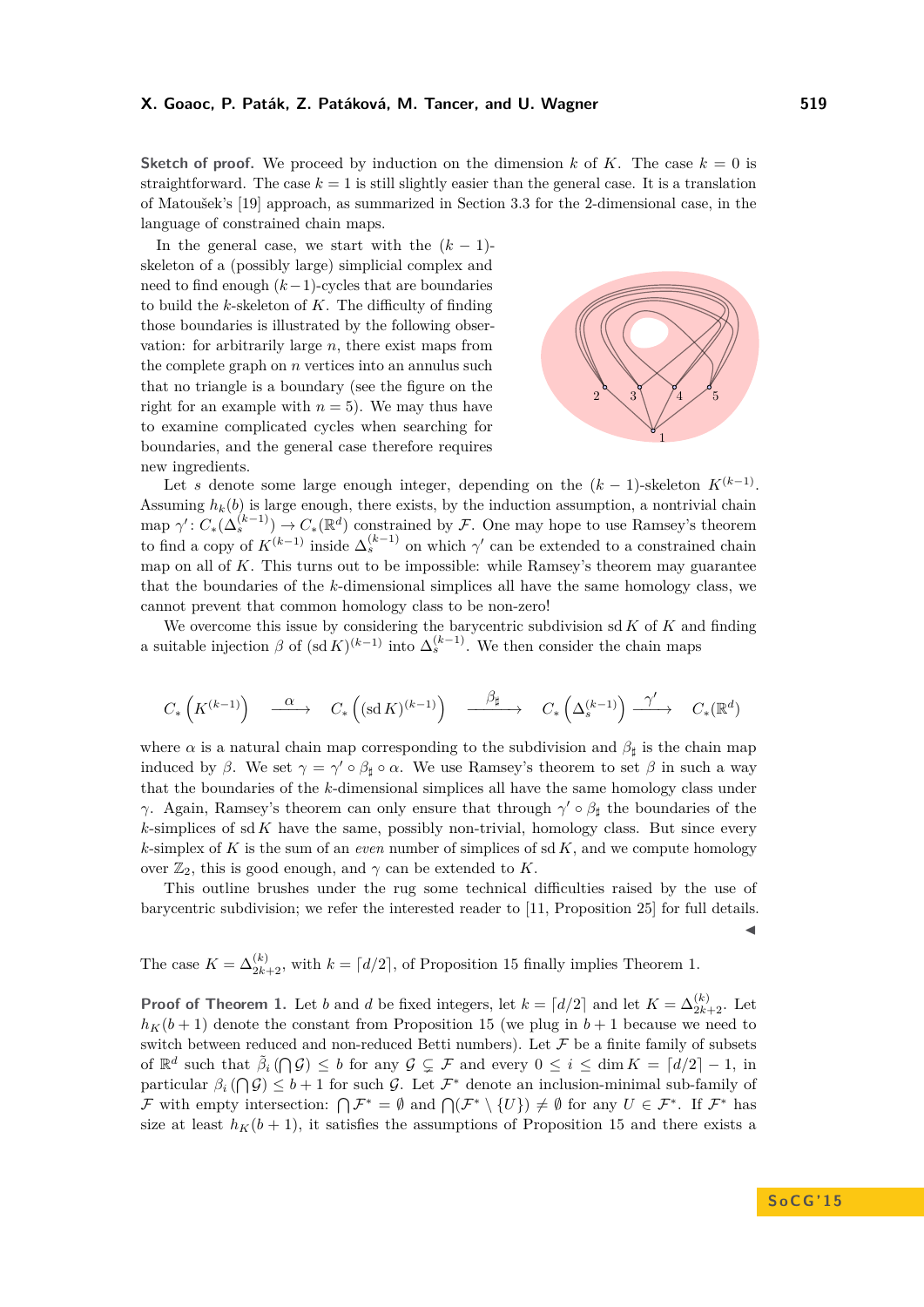**Sketch of proof.** We proceed by induction on the dimension $k$ of $K$. The case $k = 0$ is straightforward. The case $k = 1$ is still slightly easier than the general case. It is a translation of Matoušek's [19] approach, as summarized in Section 3.3 for the 2-dimensional case, in the language of constrained chain maps.

In the general case, we start with the $(k-1)$-skeleton of a (possibly large) simplicial complex and need to find enough $(k-1)$-cycles that are boundaries to build the $k$-skeleton of $K$. The difficulty of finding those boundaries is illustrated by the following observation: for arbitrarily large $n$, there exist maps from the complete graph on $n$ vertices into an annulus such that no triangle is a boundary (see the figure on the right for an example with $n = 5$). We may thus have to examine complicated cycles when searching for boundaries, and the general case therefore requires new ingredients.

Let $s$ denote some large enough integer, depending on the $(k-1)$-skeleton $K^{(k-1)}$. Assuming $h_k(b)$ is large enough, there exists, by the induction assumption, a nontrivial chain map $\gamma' \colon C_*(\Delta_s^{(k-1)}) \to C_*(\mathbb{R}^d)$ constrained by $\mathcal{F}$. One may hope to use Ramsey's theorem to find a copy of $K^{(k-1)}$ inside $\Delta_s^{(k-1)}$ on which $\gamma'$ can be extended to a constrained chain map on all of $K$. This turns out to be impossible: while Ramsey's theorem may guarantee that the boundaries of the $k$-dimensional simplices all have the same homology class, we cannot prevent that common homology class to be non-zero!

We overcome this issue by considering the barycentric subdivision $\operatorname{sd} K$ of $K$ and finding a suitable injection $\beta$ of $(\operatorname{sd} K)^{(k-1)}$ into $\Delta_s^{(k-1)}$. We then consider the chain maps

$$C_*\left(K^{(k-1)}\right) \xrightarrow{\alpha} C_*\left((\operatorname{sd} K)^{(k-1)}\right) \xrightarrow{\beta_\sharp} C_*\left(\Delta_s^{(k-1)}\right) \xrightarrow{\gamma'} C_*(\mathbb{R}^d)$$

where $\alpha$ is a natural chain map corresponding to the subdivision and $\beta_\sharp$ is the chain map induced by $\beta$. We set $\gamma = \gamma' \circ \beta_\sharp \circ \alpha$. We use Ramsey's theorem to set $\beta$ in such a way that the boundaries of the $k$-dimensional simplices all have the same homology class under $\gamma$. Again, Ramsey's theorem can only ensure that through $\gamma' \circ \beta_\sharp$ the boundaries of the $k$-simplices of $\operatorname{sd} K$ have the same, possibly non-trivial, homology class. But since every $k$-simplex of $K$ is the sum of an *even* number of simplices of $\operatorname{sd} K$, and we compute homology over $\mathbb{Z}_2$, this is good enough, and $\gamma$ can be extended to $K$.

This outline brushes under the rug some technical difficulties raised by the use of barycentric subdivision; we refer the interested reader to [11, Proposition 25] for full details. ◀

The case $K = \Delta_{2k+2}^{(k)}$, with $k = \lceil d/2 \rceil$, of Proposition 15 finally implies Theorem 1.

**Proof of Theorem 1.** Let $b$ and $d$ be fixed integers, let $k = \lceil d/2 \rceil$ and let $K = \Delta_{2k+2}^{(k)}$. Let $h_K(b+1)$ denote the constant from Proposition 15 (we plug in $b+1$ because we need to switch between reduced and non-reduced Betti numbers). Let $\mathcal{F}$ be a finite family of subsets of $\mathbb{R}^d$ such that $\tilde{\beta}_i\left(\bigcap \mathcal{G}\right) \leq b$ for any $\mathcal{G} \subsetneq \mathcal{F}$ and every $0 \leq i \leq \dim K = \lceil d/2 \rceil - 1$, in particular $\beta_i\left(\bigcap \mathcal{G}\right) \leq b+1$ for such $\mathcal{G}$. Let $\mathcal{F}^*$ denote an inclusion-minimal sub-family of $\mathcal{F}$ with empty intersection: $\bigcap \mathcal{F}^* = \emptyset$ and $\bigcap(\mathcal{F}^* \setminus \{U\}) \neq \emptyset$ for any $U \in \mathcal{F}^*$. If $\mathcal{F}^*$ has size at least $h_K(b+1)$, it satisfies the assumptions of Proposition 15 and there exists a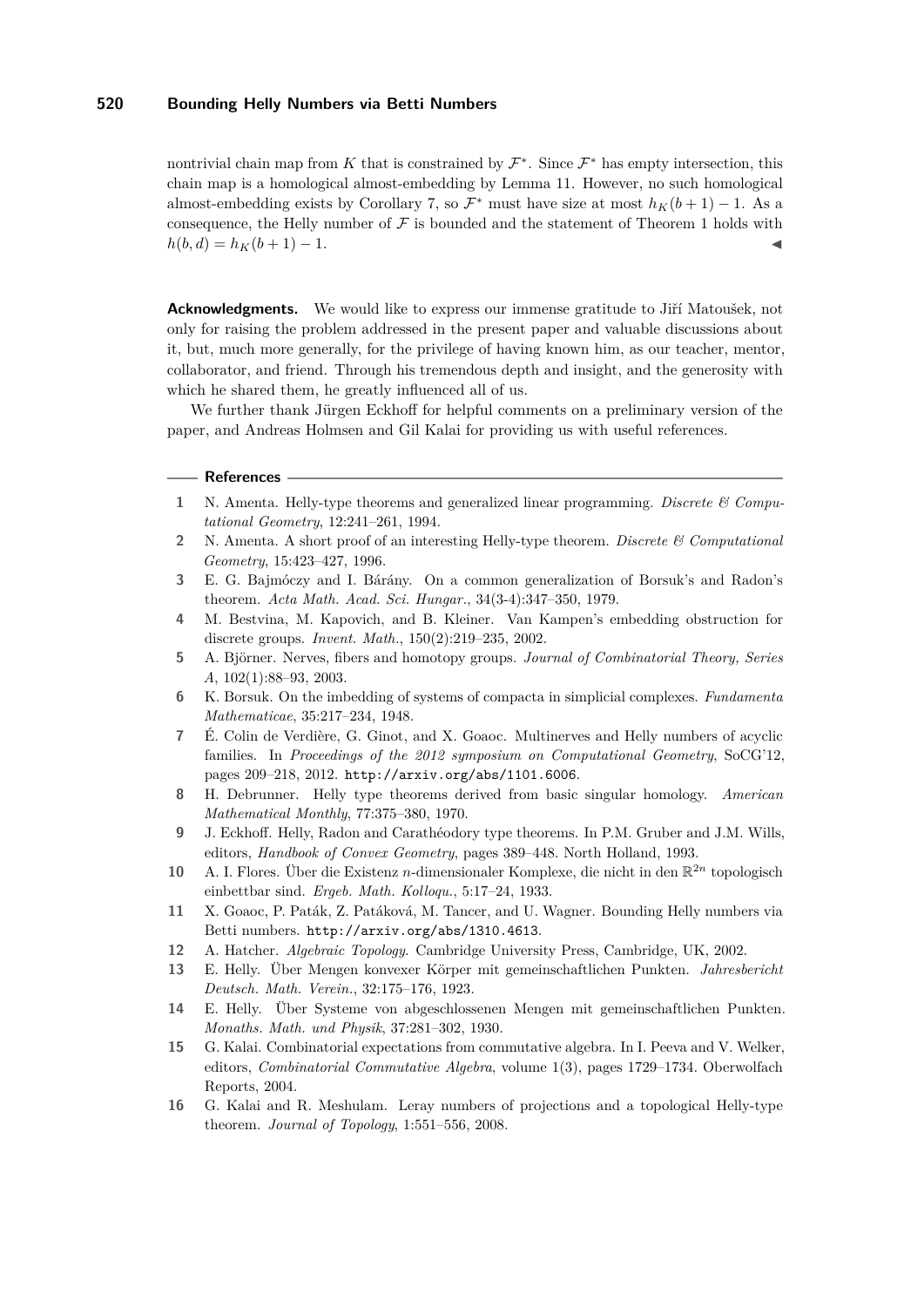nontrivial chain map from $K$ that is constrained by $\mathcal{F}^*$. Since $\mathcal{F}^*$ has empty intersection, this chain map is a homological almost-embedding by Lemma 11. However, no such homological almost-embedding exists by Corollary 7, so $\mathcal{F}^*$ must have size at most $h_K(b+1)-1$. As a consequence, the Helly number of $\mathcal{F}$ is bounded and the statement of Theorem 1 holds with $h(b,d) = h_K(b+1) - 1$. ◀

**Acknowledgments.** We would like to express our immense gratitude to Jiří Matoušek, not only for raising the problem addressed in the present paper and valuable discussions about it, but, much more generally, for the privilege of having known him, as our teacher, mentor, collaborator, and friend. Through his tremendous depth and insight, and the generosity with which he shared them, he greatly influenced all of us.

We further thank Jürgen Eckhoff for helpful comments on a preliminary version of the paper, and Andreas Holmsen and Gil Kalai for providing us with useful references.

## References

1. N. Amenta. Helly-type theorems and generalized linear programming. *Discrete & Computational Geometry*, 12:241–261, 1994.
2. N. Amenta. A short proof of an interesting Helly-type theorem. *Discrete & Computational Geometry*, 15:423–427, 1996.
3. E. G. Bajmóczy and I. Bárány. On a common generalization of Borsuk's and Radon's theorem. *Acta Math. Acad. Sci. Hungar.*, 34(3-4):347–350, 1979.
4. M. Bestvina, M. Kapovich, and B. Kleiner. Van Kampen's embedding obstruction for discrete groups. *Invent. Math.*, 150(2):219–235, 2002.
5. A. Björner. Nerves, fibers and homotopy groups. *Journal of Combinatorial Theory, Series A*, 102(1):88–93, 2003.
6. K. Borsuk. On the imbedding of systems of compacta in simplicial complexes. *Fundamenta Mathematicae*, 35:217–234, 1948.
7. É. Colin de Verdière, G. Ginot, and X. Goaoc. Multinerves and Helly numbers of acyclic families. In *Proceedings of the 2012 symposium on Computational Geometry*, SoCG'12, pages 209–218, 2012. http://arxiv.org/abs/1101.6006.
8. H. Debrunner. Helly type theorems derived from basic singular homology. *American Mathematical Monthly*, 77:375–380, 1970.
9. J. Eckhoff. Helly, Radon and Carathéodory type theorems. In P.M. Gruber and J.M. Wills, editors, *Handbook of Convex Geometry*, pages 389–448. North Holland, 1993.
10. A. I. Flores. Über die Existenz $n$-dimensionaler Komplexe, die nicht in den $\mathbb{R}^{2n}$ topologisch einbettbar sind. *Ergeb. Math. Kolloqu.*, 5:17–24, 1933.
11. X. Goaoc, P. Paták, Z. Patáková, M. Tancer, and U. Wagner. Bounding Helly numbers via Betti numbers. http://arxiv.org/abs/1310.4613.
12. A. Hatcher. *Algebraic Topology*. Cambridge University Press, Cambridge, UK, 2002.
13. E. Helly. Über Mengen konvexer Körper mit gemeinschaftlichen Punkten. *Jahresbericht Deutsch. Math. Verein.*, 32:175–176, 1923.
14. E. Helly. Über Systeme von abgeschlossenen Mengen mit gemeinschaftlichen Punkten. *Monaths. Math. und Physik*, 37:281–302, 1930.
15. G. Kalai. Combinatorial expectations from commutative algebra. In I. Peeva and V. Welker, editors, *Combinatorial Commutative Algebra*, volume 1(3), pages 1729–1734. Oberwolfach Reports, 2004.
16. G. Kalai and R. Meshulam. Leray numbers of projections and a topological Helly-type theorem. *Journal of Topology*, 1:551–556, 2008.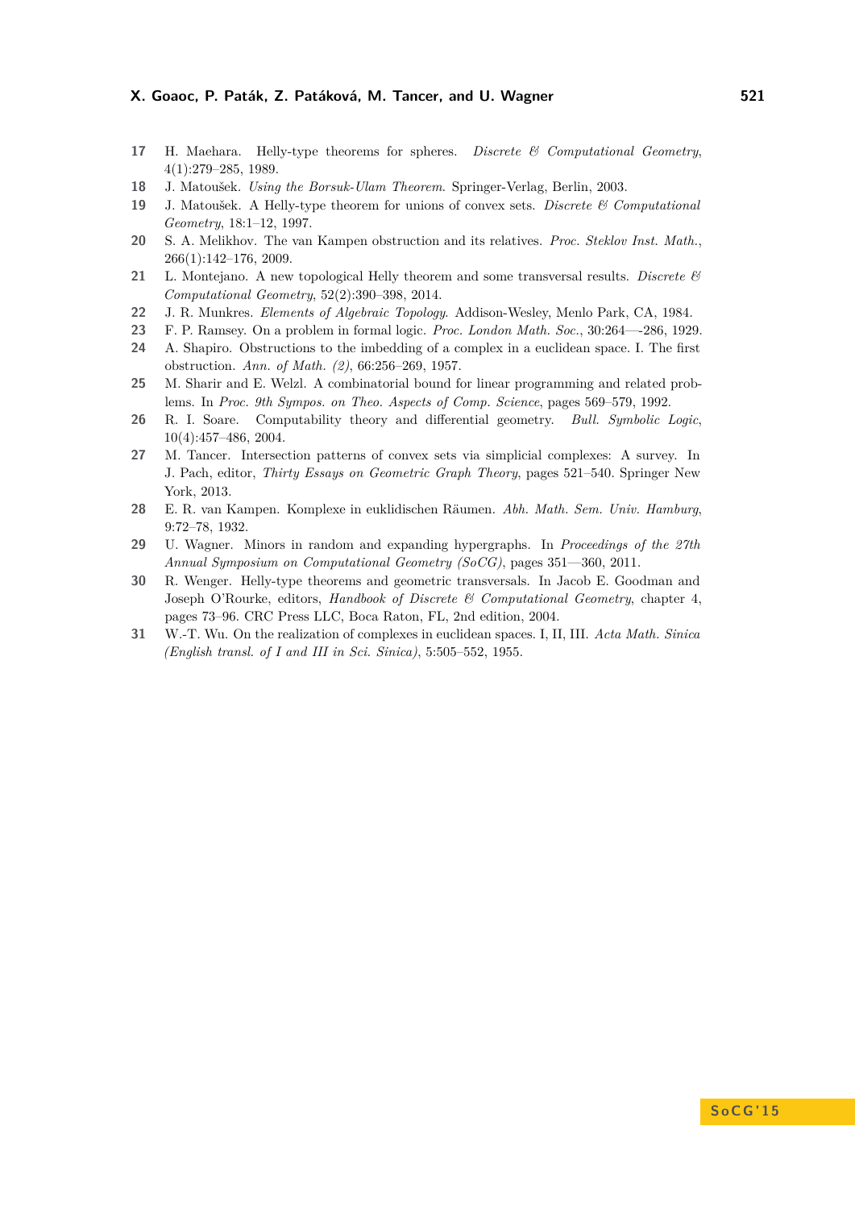17 H. Maehara. Helly-type theorems for spheres. *Discrete & Computational Geometry*, 4(1):279–285, 1989.

18 J. Matoušek. *Using the Borsuk-Ulam Theorem*. Springer-Verlag, Berlin, 2003.

19 J. Matoušek. A Helly-type theorem for unions of convex sets. *Discrete & Computational Geometry*, 18:1–12, 1997.

20 S. A. Melikhov. The van Kampen obstruction and its relatives. *Proc. Steklov Inst. Math.*, 266(1):142–176, 2009.

21 L. Montejano. A new topological Helly theorem and some transversal results. *Discrete & Computational Geometry*, 52(2):390–398, 2014.

22 J. R. Munkres. *Elements of Algebraic Topology*. Addison-Wesley, Menlo Park, CA, 1984.

23 F. P. Ramsey. On a problem in formal logic. *Proc. London Math. Soc.*, 30:264—-286, 1929.

24 A. Shapiro. Obstructions to the imbedding of a complex in a euclidean space. I. The first obstruction. *Ann. of Math. (2)*, 66:256–269, 1957.

25 M. Sharir and E. Welzl. A combinatorial bound for linear programming and related problems. In *Proc. 9th Sympos. on Theo. Aspects of Comp. Science*, pages 569–579, 1992.

26 R. I. Soare. Computability theory and differential geometry. *Bull. Symbolic Logic*, 10(4):457–486, 2004.

27 M. Tancer. Intersection patterns of convex sets via simplicial complexes: A survey. In J. Pach, editor, *Thirty Essays on Geometric Graph Theory*, pages 521–540. Springer New York, 2013.

28 E. R. van Kampen. Komplexe in euklidischen Räumen. *Abh. Math. Sem. Univ. Hamburg*, 9:72–78, 1932.

29 U. Wagner. Minors in random and expanding hypergraphs. In *Proceedings of the 27th Annual Symposium on Computational Geometry (SoCG)*, pages 351—360, 2011.

30 R. Wenger. Helly-type theorems and geometric transversals. In Jacob E. Goodman and Joseph O'Rourke, editors, *Handbook of Discrete & Computational Geometry*, chapter 4, pages 73–96. CRC Press LLC, Boca Raton, FL, 2nd edition, 2004.

31 W.-T. Wu. On the realization of complexes in euclidean spaces. I, II, III. *Acta Math. Sinica (English transl. of I and III in Sci. Sinica)*, 5:505–552, 1955.